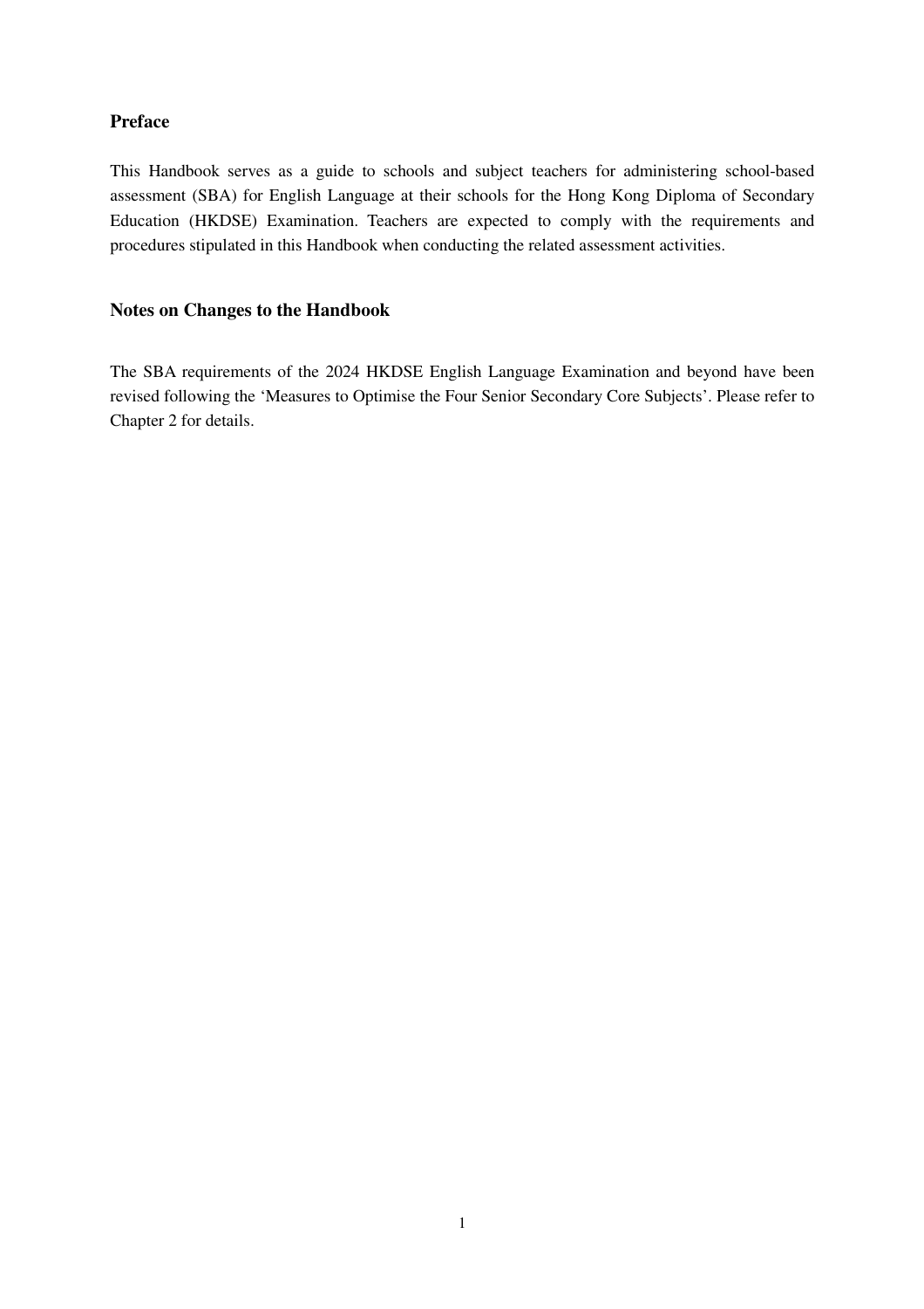## Preface

This Handbook serves as a guide to schools and subject teachers for administering school-based assessment (SBA) for English Language at their schools for the Hong Kong Diploma of Secondary Education (HKDSE) Examination. Teachers are expected to comply with the requirements and procedures stipulated in this Handbook when conducting the related assessment activities.

## Notes on Changes to the Handbook

The SBA requirements of the 2024 HKDSE English Language Examination and beyond have been revised following the 'Measures to Optimise the Four Senior Secondary Core Subjects'. Please refer to Chapter 2 for details.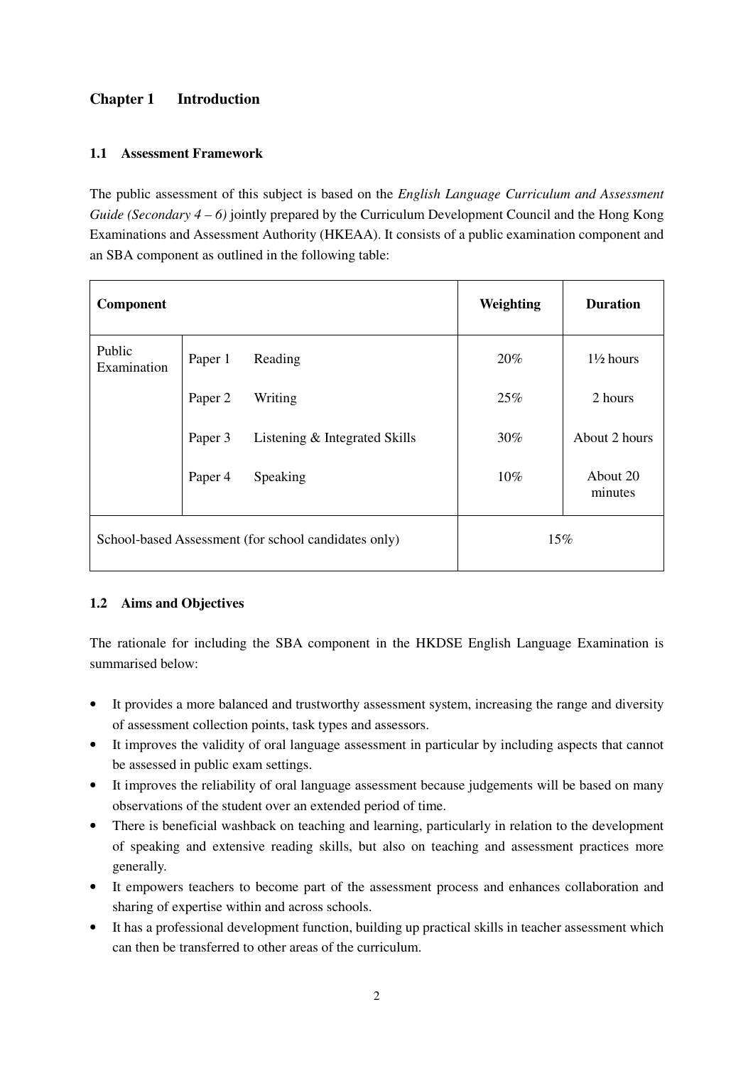## Chapter 1 Introduction

### 1.1 Assessment Framework

The public assessment of this subject is based on the *English Language Curriculum and Assessment Guide (Secondary 4 – 6)* jointly prepared by the Curriculum Development Council and the Hong Kong Examinations and Assessment Authority (HKEAA). It consists of a public examination component and an SBA component as outlined in the following table:

| **Component** | | | **Weighting** | **Duration** |
|---|---|---|---|---|
| Public Examination | Paper 1 | Reading | 20% | 1½ hours |
| | Paper 2 | Writing | 25% | 2 hours |
| | Paper 3 | Listening & Integrated Skills | 30% | About 2 hours |
| | Paper 4 | Speaking | 10% | About 20 minutes |
| School-based Assessment (for school candidates only) | | | 15% | |

### 1.2 Aims and Objectives

The rationale for including the SBA component in the HKDSE English Language Examination is summarised below:

- It provides a more balanced and trustworthy assessment system, increasing the range and diversity of assessment collection points, task types and assessors.
- It improves the validity of oral language assessment in particular by including aspects that cannot be assessed in public exam settings.
- It improves the reliability of oral language assessment because judgements will be based on many observations of the student over an extended period of time.
- There is beneficial washback on teaching and learning, particularly in relation to the development of speaking and extensive reading skills, but also on teaching and assessment practices more generally.
- It empowers teachers to become part of the assessment process and enhances collaboration and sharing of expertise within and across schools.
- It has a professional development function, building up practical skills in teacher assessment which can then be transferred to other areas of the curriculum.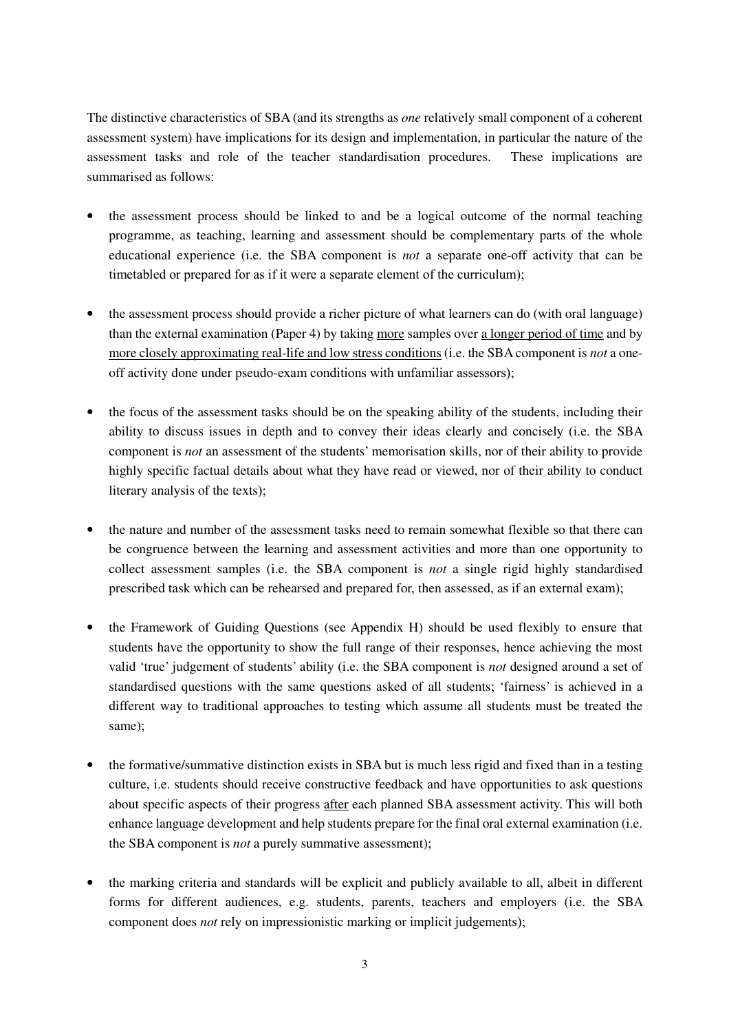The distinctive characteristics of SBA (and its strengths as *one* relatively small component of a coherent assessment system) have implications for its design and implementation, in particular the nature of the assessment tasks and role of the teacher standardisation procedures. These implications are summarised as follows:

- the assessment process should be linked to and be a logical outcome of the normal teaching programme, as teaching, learning and assessment should be complementary parts of the whole educational experience (i.e. the SBA component is *not* a separate one-off activity that can be timetabled or prepared for as if it were a separate element of the curriculum);

- the assessment process should provide a richer picture of what learners can do (with oral language) than the external examination (Paper 4) by taking <u>more</u> samples over <u>a longer period of time</u> and by <u>more closely approximating real-life and low stress conditions</u> (i.e. the SBA component is *not* a one-off activity done under pseudo-exam conditions with unfamiliar assessors);

- the focus of the assessment tasks should be on the speaking ability of the students, including their ability to discuss issues in depth and to convey their ideas clearly and concisely (i.e. the SBA component is *not* an assessment of the students' memorisation skills, nor of their ability to provide highly specific factual details about what they have read or viewed, nor of their ability to conduct literary analysis of the texts);

- the nature and number of the assessment tasks need to remain somewhat flexible so that there can be congruence between the learning and assessment activities and more than one opportunity to collect assessment samples (i.e. the SBA component is *not* a single rigid highly standardised prescribed task which can be rehearsed and prepared for, then assessed, as if an external exam);

- the Framework of Guiding Questions (see Appendix H) should be used flexibly to ensure that students have the opportunity to show the full range of their responses, hence achieving the most valid 'true' judgement of students' ability (i.e. the SBA component is *not* designed around a set of standardised questions with the same questions asked of all students; 'fairness' is achieved in a different way to traditional approaches to testing which assume all students must be treated the same);

- the formative/summative distinction exists in SBA but is much less rigid and fixed than in a testing culture, i.e. students should receive constructive feedback and have opportunities to ask questions about specific aspects of their progress <u>after</u> each planned SBA assessment activity. This will both enhance language development and help students prepare for the final oral external examination (i.e. the SBA component is *not* a purely summative assessment);

- the marking criteria and standards will be explicit and publicly available to all, albeit in different forms for different audiences, e.g. students, parents, teachers and employers (i.e. the SBA component does *not* rely on impressionistic marking or implicit judgements);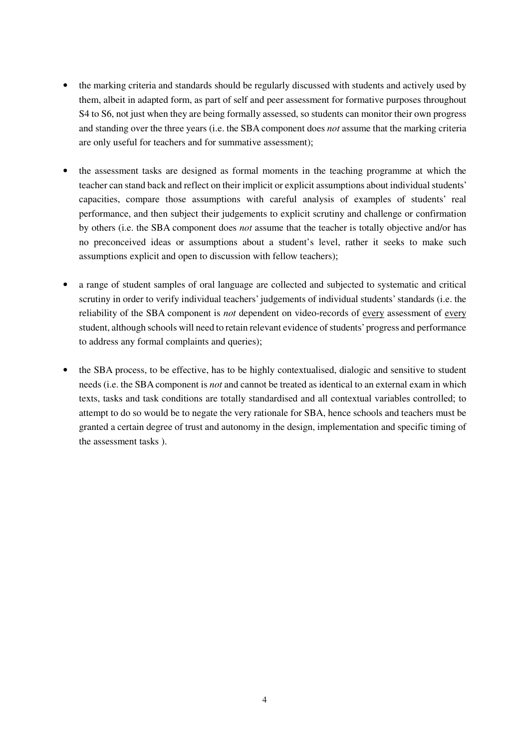- the marking criteria and standards should be regularly discussed with students and actively used by them, albeit in adapted form, as part of self and peer assessment for formative purposes throughout S4 to S6, not just when they are being formally assessed, so students can monitor their own progress and standing over the three years (i.e. the SBA component does *not* assume that the marking criteria are only useful for teachers and for summative assessment);

- the assessment tasks are designed as formal moments in the teaching programme at which the teacher can stand back and reflect on their implicit or explicit assumptions about individual students' capacities, compare those assumptions with careful analysis of examples of students' real performance, and then subject their judgements to explicit scrutiny and challenge or confirmation by others (i.e. the SBA component does *not* assume that the teacher is totally objective and/or has no preconceived ideas or assumptions about a student's level, rather it seeks to make such assumptions explicit and open to discussion with fellow teachers);

- a range of student samples of oral language are collected and subjected to systematic and critical scrutiny in order to verify individual teachers' judgements of individual students' standards (i.e. the reliability of the SBA component is *not* dependent on video-records of <u>every</u> assessment of <u>every</u> student, although schools will need to retain relevant evidence of students' progress and performance to address any formal complaints and queries);

- the SBA process, to be effective, has to be highly contextualised, dialogic and sensitive to student needs (i.e. the SBA component is *not* and cannot be treated as identical to an external exam in which texts, tasks and task conditions are totally standardised and all contextual variables controlled; to attempt to do so would be to negate the very rationale for SBA, hence schools and teachers must be granted a certain degree of trust and autonomy in the design, implementation and specific timing of the assessment tasks ).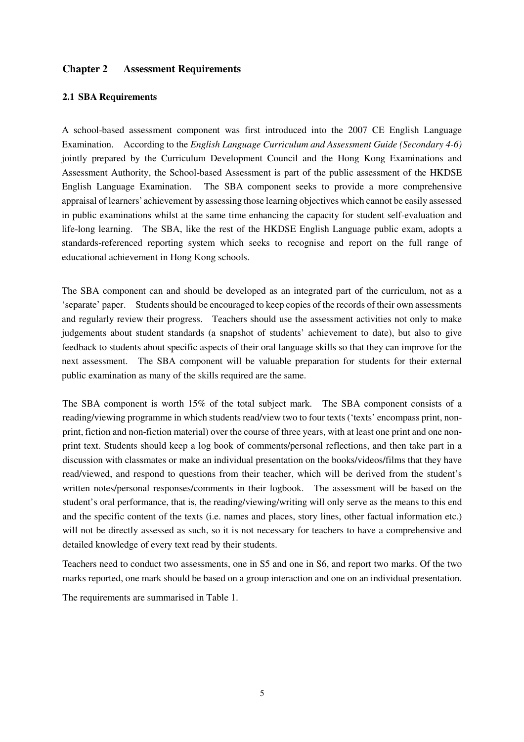## Chapter 2 Assessment Requirements

### 2.1 SBA Requirements

A school-based assessment component was first introduced into the 2007 CE English Language Examination. According to the *English Language Curriculum and Assessment Guide (Secondary 4-6)* jointly prepared by the Curriculum Development Council and the Hong Kong Examinations and Assessment Authority, the School-based Assessment is part of the public assessment of the HKDSE English Language Examination. The SBA component seeks to provide a more comprehensive appraisal of learners' achievement by assessing those learning objectives which cannot be easily assessed in public examinations whilst at the same time enhancing the capacity for student self-evaluation and life-long learning. The SBA, like the rest of the HKDSE English Language public exam, adopts a standards-referenced reporting system which seeks to recognise and report on the full range of educational achievement in Hong Kong schools.

The SBA component can and should be developed as an integrated part of the curriculum, not as a 'separate' paper. Students should be encouraged to keep copies of the records of their own assessments and regularly review their progress. Teachers should use the assessment activities not only to make judgements about student standards (a snapshot of students' achievement to date), but also to give feedback to students about specific aspects of their oral language skills so that they can improve for the next assessment. The SBA component will be valuable preparation for students for their external public examination as many of the skills required are the same.

The SBA component is worth 15% of the total subject mark. The SBA component consists of a reading/viewing programme in which students read/view two to four texts ('texts' encompass print, non-print, fiction and non-fiction material) over the course of three years, with at least one print and one non-print text. Students should keep a log book of comments/personal reflections, and then take part in a discussion with classmates or make an individual presentation on the books/videos/films that they have read/viewed, and respond to questions from their teacher, which will be derived from the student's written notes/personal responses/comments in their logbook. The assessment will be based on the student's oral performance, that is, the reading/viewing/writing will only serve as the means to this end and the specific content of the texts (i.e. names and places, story lines, other factual information etc.) will not be directly assessed as such, so it is not necessary for teachers to have a comprehensive and detailed knowledge of every text read by their students.

Teachers need to conduct two assessments, one in S5 and one in S6, and report two marks. Of the two marks reported, one mark should be based on a group interaction and one on an individual presentation.

The requirements are summarised in Table 1.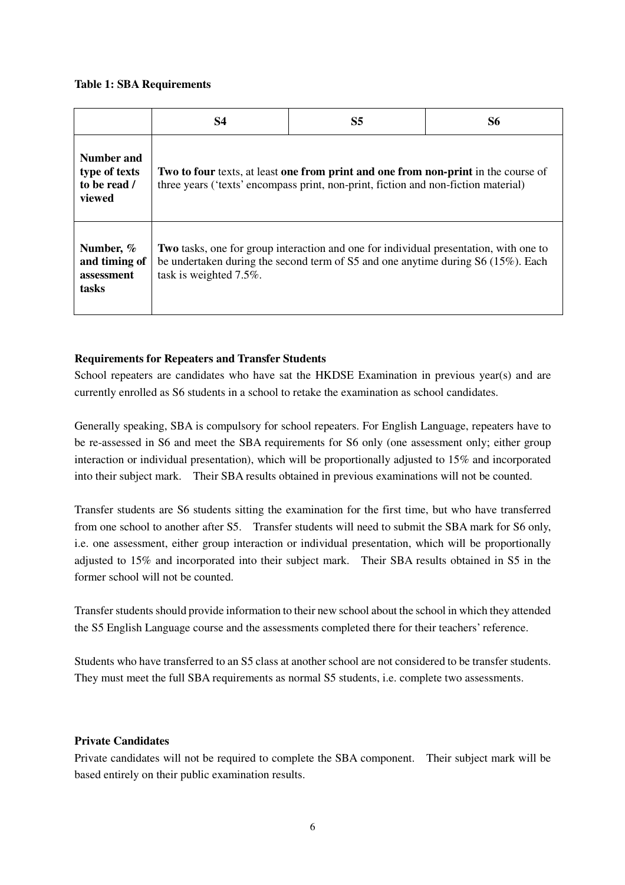**Table 1: SBA Requirements**

| | S4 | S5 | S6 |
|---|---|---|---|
| **Number and type of texts to be read / viewed** | **Two to four** texts, at least **one from print and one from non-print** in the course of three years ('texts' encompass print, non-print, fiction and non-fiction material) | | |
| **Number, % and timing of assessment tasks** | **Two** tasks, one for group interaction and one for individual presentation, with one to be undertaken during the second term of S5 and one anytime during S6 (15%). Each task is weighted 7.5%. | | |

**Requirements for Repeaters and Transfer Students**

School repeaters are candidates who have sat the HKDSE Examination in previous year(s) and are currently enrolled as S6 students in a school to retake the examination as school candidates.

Generally speaking, SBA is compulsory for school repeaters. For English Language, repeaters have to be re-assessed in S6 and meet the SBA requirements for S6 only (one assessment only; either group interaction or individual presentation), which will be proportionally adjusted to 15% and incorporated into their subject mark. Their SBA results obtained in previous examinations will not be counted.

Transfer students are S6 students sitting the examination for the first time, but who have transferred from one school to another after S5. Transfer students will need to submit the SBA mark for S6 only, i.e. one assessment, either group interaction or individual presentation, which will be proportionally adjusted to 15% and incorporated into their subject mark. Their SBA results obtained in S5 in the former school will not be counted.

Transfer students should provide information to their new school about the school in which they attended the S5 English Language course and the assessments completed there for their teachers' reference.

Students who have transferred to an S5 class at another school are not considered to be transfer students. They must meet the full SBA requirements as normal S5 students, i.e. complete two assessments.

**Private Candidates**

Private candidates will not be required to complete the SBA component. Their subject mark will be based entirely on their public examination results.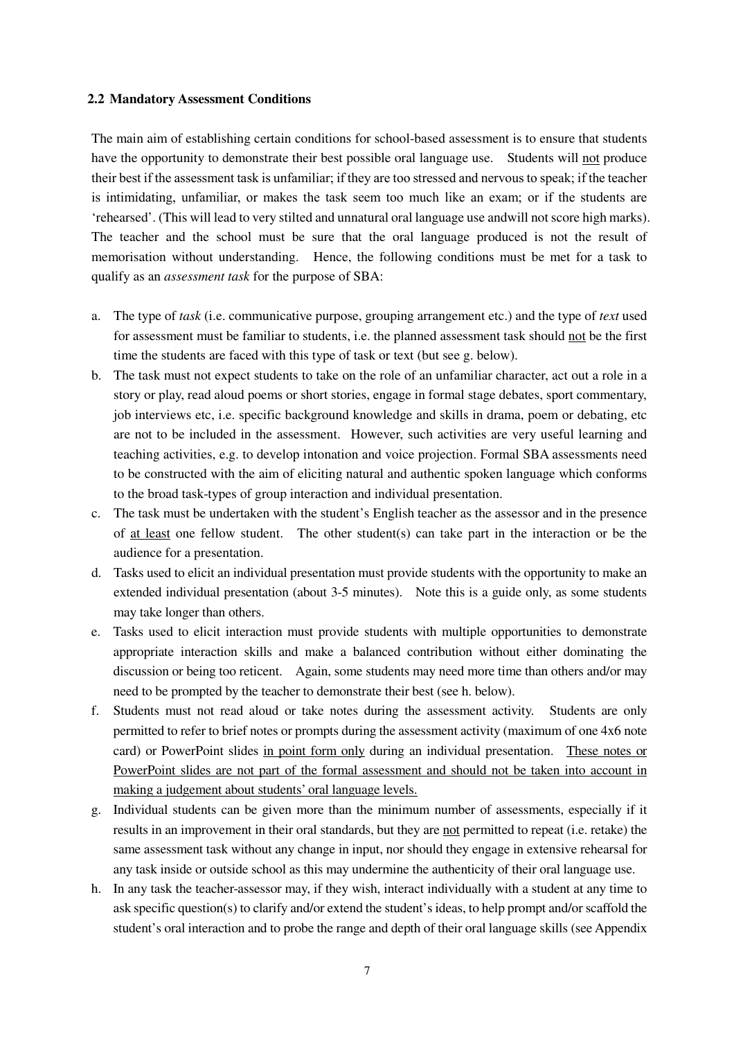### 2.2 Mandatory Assessment Conditions

The main aim of establishing certain conditions for school-based assessment is to ensure that students have the opportunity to demonstrate their best possible oral language use. Students will <u>not</u> produce their best if the assessment task is unfamiliar; if they are too stressed and nervous to speak; if the teacher is intimidating, unfamiliar, or makes the task seem too much like an exam; or if the students are 'rehearsed'. (This will lead to very stilted and unnatural oral language use andwill not score high marks). The teacher and the school must be sure that the oral language produced is not the result of memorisation without understanding. Hence, the following conditions must be met for a task to qualify as an *assessment task* for the purpose of SBA:

a. The type of *task* (i.e. communicative purpose, grouping arrangement etc.) and the type of *text* used for assessment must be familiar to students, i.e. the planned assessment task should <u>not</u> be the first time the students are faced with this type of task or text (but see g. below).

b. The task must not expect students to take on the role of an unfamiliar character, act out a role in a story or play, read aloud poems or short stories, engage in formal stage debates, sport commentary, job interviews etc, i.e. specific background knowledge and skills in drama, poem or debating, etc are not to be included in the assessment. However, such activities are very useful learning and teaching activities, e.g. to develop intonation and voice projection. Formal SBA assessments need to be constructed with the aim of eliciting natural and authentic spoken language which conforms to the broad task-types of group interaction and individual presentation.

c. The task must be undertaken with the student's English teacher as the assessor and in the presence of <u>at least</u> one fellow student. The other student(s) can take part in the interaction or be the audience for a presentation.

d. Tasks used to elicit an individual presentation must provide students with the opportunity to make an extended individual presentation (about 3-5 minutes). Note this is a guide only, as some students may take longer than others.

e. Tasks used to elicit interaction must provide students with multiple opportunities to demonstrate appropriate interaction skills and make a balanced contribution without either dominating the discussion or being too reticent. Again, some students may need more time than others and/or may need to be prompted by the teacher to demonstrate their best (see h. below).

f. Students must not read aloud or take notes during the assessment activity. Students are only permitted to refer to brief notes or prompts during the assessment activity (maximum of one 4x6 note card) or PowerPoint slides <u>in point form only</u> during an individual presentation. <u>These notes or PowerPoint slides are not part of the formal assessment and should not be taken into account in making a judgement about students' oral language levels.</u>

g. Individual students can be given more than the minimum number of assessments, especially if it results in an improvement in their oral standards, but they are <u>not</u> permitted to repeat (i.e. retake) the same assessment task without any change in input, nor should they engage in extensive rehearsal for any task inside or outside school as this may undermine the authenticity of their oral language use.

h. In any task the teacher-assessor may, if they wish, interact individually with a student at any time to ask specific question(s) to clarify and/or extend the student's ideas, to help prompt and/or scaffold the student's oral interaction and to probe the range and depth of their oral language skills (see Appendix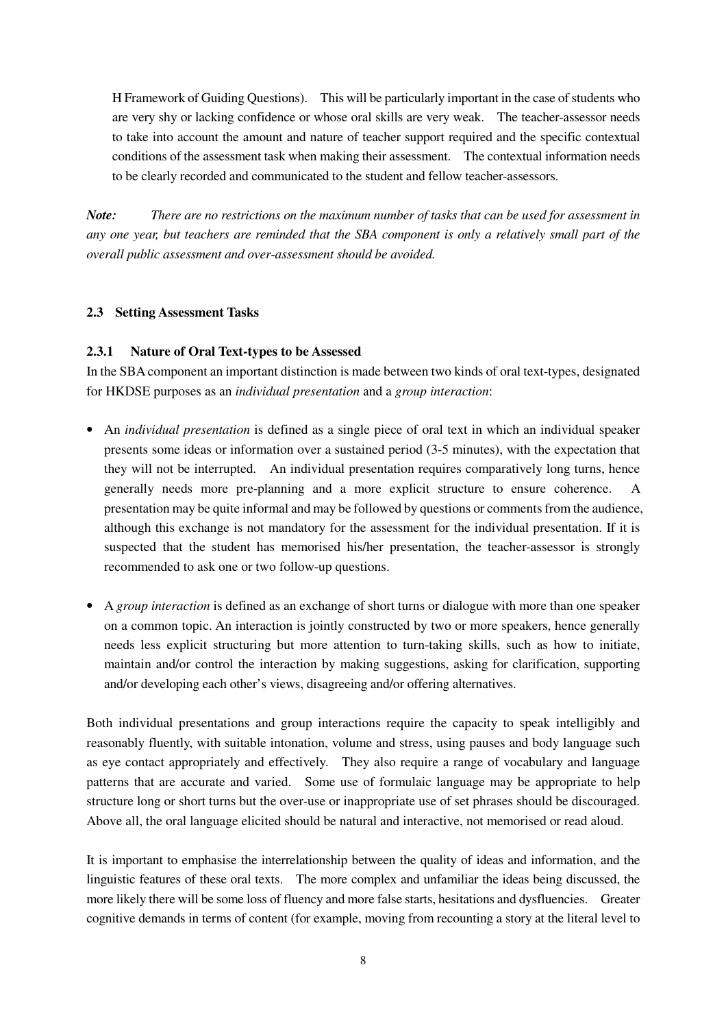H Framework of Guiding Questions). This will be particularly important in the case of students who are very shy or lacking confidence or whose oral skills are very weak. The teacher-assessor needs to take into account the amount and nature of teacher support required and the specific contextual conditions of the assessment task when making their assessment. The contextual information needs to be clearly recorded and communicated to the student and fellow teacher-assessors.

***Note:*** *There are no restrictions on the maximum number of tasks that can be used for assessment in any one year, but teachers are reminded that the SBA component is only a relatively small part of the overall public assessment and over-assessment should be avoided.*

### 2.3 Setting Assessment Tasks

#### 2.3.1 Nature of Oral Text-types to be Assessed

In the SBA component an important distinction is made between two kinds of oral text-types, designated for HKDSE purposes as an *individual presentation* and a *group interaction*:

- An *individual presentation* is defined as a single piece of oral text in which an individual speaker presents some ideas or information over a sustained period (3-5 minutes), with the expectation that they will not be interrupted. An individual presentation requires comparatively long turns, hence generally needs more pre-planning and a more explicit structure to ensure coherence. A presentation may be quite informal and may be followed by questions or comments from the audience, although this exchange is not mandatory for the assessment for the individual presentation. If it is suspected that the student has memorised his/her presentation, the teacher-assessor is strongly recommended to ask one or two follow-up questions.

- A *group interaction* is defined as an exchange of short turns or dialogue with more than one speaker on a common topic. An interaction is jointly constructed by two or more speakers, hence generally needs less explicit structuring but more attention to turn-taking skills, such as how to initiate, maintain and/or control the interaction by making suggestions, asking for clarification, supporting and/or developing each other's views, disagreeing and/or offering alternatives.

Both individual presentations and group interactions require the capacity to speak intelligibly and reasonably fluently, with suitable intonation, volume and stress, using pauses and body language such as eye contact appropriately and effectively. They also require a range of vocabulary and language patterns that are accurate and varied. Some use of formulaic language may be appropriate to help structure long or short turns but the over-use or inappropriate use of set phrases should be discouraged. Above all, the oral language elicited should be natural and interactive, not memorised or read aloud.

It is important to emphasise the interrelationship between the quality of ideas and information, and the linguistic features of these oral texts. The more complex and unfamiliar the ideas being discussed, the more likely there will be some loss of fluency and more false starts, hesitations and dysfluencies. Greater cognitive demands in terms of content (for example, moving from recounting a story at the literal level to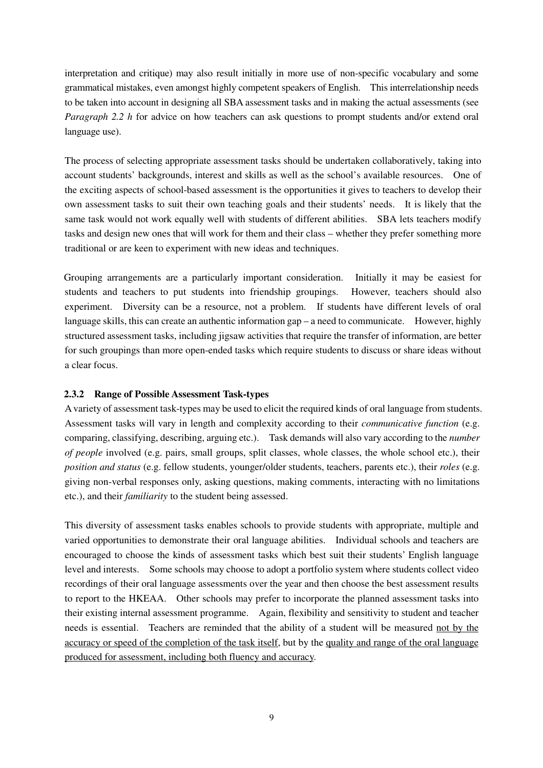interpretation and critique) may also result initially in more use of non-specific vocabulary and some grammatical mistakes, even amongst highly competent speakers of English. This interrelationship needs to be taken into account in designing all SBA assessment tasks and in making the actual assessments (see *Paragraph 2.2 h* for advice on how teachers can ask questions to prompt students and/or extend oral language use).

The process of selecting appropriate assessment tasks should be undertaken collaboratively, taking into account students' backgrounds, interest and skills as well as the school's available resources. One of the exciting aspects of school-based assessment is the opportunities it gives to teachers to develop their own assessment tasks to suit their own teaching goals and their students' needs. It is likely that the same task would not work equally well with students of different abilities. SBA lets teachers modify tasks and design new ones that will work for them and their class – whether they prefer something more traditional or are keen to experiment with new ideas and techniques.

Grouping arrangements are a particularly important consideration. Initially it may be easiest for students and teachers to put students into friendship groupings. However, teachers should also experiment. Diversity can be a resource, not a problem. If students have different levels of oral language skills, this can create an authentic information gap – a need to communicate. However, highly structured assessment tasks, including jigsaw activities that require the transfer of information, are better for such groupings than more open-ended tasks which require students to discuss or share ideas without a clear focus.

### 2.3.2 Range of Possible Assessment Task-types

A variety of assessment task-types may be used to elicit the required kinds of oral language from students. Assessment tasks will vary in length and complexity according to their *communicative function* (e.g. comparing, classifying, describing, arguing etc.). Task demands will also vary according to the *number of people* involved (e.g. pairs, small groups, split classes, whole classes, the whole school etc.), their *position and status* (e.g. fellow students, younger/older students, teachers, parents etc.), their *roles* (e.g. giving non-verbal responses only, asking questions, making comments, interacting with no limitations etc.), and their *familiarity* to the student being assessed.

This diversity of assessment tasks enables schools to provide students with appropriate, multiple and varied opportunities to demonstrate their oral language abilities. Individual schools and teachers are encouraged to choose the kinds of assessment tasks which best suit their students' English language level and interests. Some schools may choose to adopt a portfolio system where students collect video recordings of their oral language assessments over the year and then choose the best assessment results to report to the HKEAA. Other schools may prefer to incorporate the planned assessment tasks into their existing internal assessment programme. Again, flexibility and sensitivity to student and teacher needs is essential. Teachers are reminded that the ability of a student will be measured <u>not by the accuracy or speed of the completion of the task itself</u>, but by the <u>quality and range of the oral language produced for assessment, including both fluency and accuracy</u>.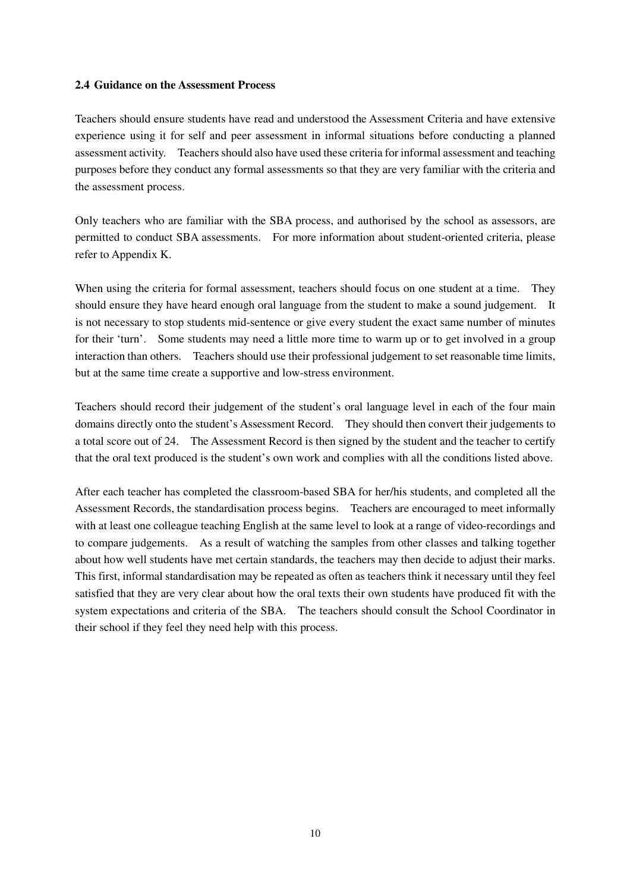### 2.4 Guidance on the Assessment Process

Teachers should ensure students have read and understood the Assessment Criteria and have extensive experience using it for self and peer assessment in informal situations before conducting a planned assessment activity. Teachers should also have used these criteria for informal assessment and teaching purposes before they conduct any formal assessments so that they are very familiar with the criteria and the assessment process.

Only teachers who are familiar with the SBA process, and authorised by the school as assessors, are permitted to conduct SBA assessments. For more information about student-oriented criteria, please refer to Appendix K.

When using the criteria for formal assessment, teachers should focus on one student at a time. They should ensure they have heard enough oral language from the student to make a sound judgement. It is not necessary to stop students mid-sentence or give every student the exact same number of minutes for their 'turn'. Some students may need a little more time to warm up or to get involved in a group interaction than others. Teachers should use their professional judgement to set reasonable time limits, but at the same time create a supportive and low-stress environment.

Teachers should record their judgement of the student's oral language level in each of the four main domains directly onto the student's Assessment Record. They should then convert their judgements to a total score out of 24. The Assessment Record is then signed by the student and the teacher to certify that the oral text produced is the student's own work and complies with all the conditions listed above.

After each teacher has completed the classroom-based SBA for her/his students, and completed all the Assessment Records, the standardisation process begins. Teachers are encouraged to meet informally with at least one colleague teaching English at the same level to look at a range of video-recordings and to compare judgements. As a result of watching the samples from other classes and talking together about how well students have met certain standards, the teachers may then decide to adjust their marks. This first, informal standardisation may be repeated as often as teachers think it necessary until they feel satisfied that they are very clear about how the oral texts their own students have produced fit with the system expectations and criteria of the SBA. The teachers should consult the School Coordinator in their school if they feel they need help with this process.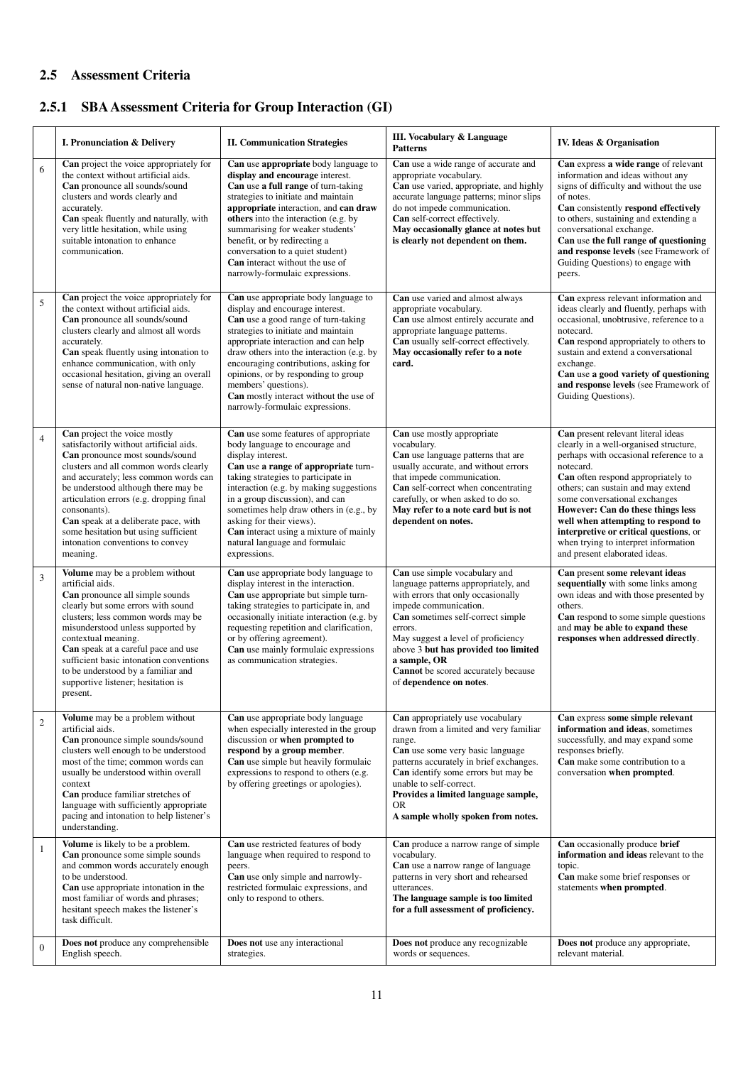## 2.5 Assessment Criteria

### 2.5.1 SBA Assessment Criteria for Group Interaction (GI)

| | I. Pronunciation & Delivery | II. Communication Strategies | III. Vocabulary & Language Patterns | IV. Ideas & Organisation |
|---|---|---|---|---|
| 6 | **Can** project the voice appropriately for the context without artificial aids. **Can** pronounce all sounds/sound clusters and words clearly and accurately. **Can** speak fluently and naturally, with very little hesitation, while using suitable intonation to enhance communication. | **Can** use **appropriate** body language to **display and encourage** interest. **Can** use **a full range** of turn-taking strategies to initiate and maintain **appropriate** interaction, and **can draw others** into the interaction (e.g. by summarising for weaker students' benefit, or by redirecting a conversation to a quiet student) **Can** interact without the use of narrowly-formulaic expressions. | **Can** use a wide range of accurate and appropriate vocabulary. **Can** use varied, appropriate, and highly accurate language patterns; minor slips do not impede communication. **Can** self-correct effectively. **May occasionally glance at notes but is clearly not dependent on them.** | **Can** express **a wide range** of relevant information and ideas without any signs of difficulty and without the use of notes. **Can** consistently **respond effectively** to others, sustaining and extending a conversational exchange. **Can** use **the full range of questioning and response levels** (see Framework of Guiding Questions) to engage with peers. |
| 5 | **Can** project the voice appropriately for the context without artificial aids. **Can** pronounce all sounds/sound clusters clearly and almost all words accurately. **Can** speak fluently using intonation to enhance communication, with only occasional hesitation, giving an overall sense of natural non-native language. | **Can** use appropriate body language to display and encourage interest. **Can** use a good range of turn-taking strategies to initiate and maintain appropriate interaction and can help draw others into the interaction (e.g. by encouraging contributions, asking for opinions, or by responding to group members' questions). **Can** mostly interact without the use of narrowly-formulaic expressions. | **Can** use varied and almost always appropriate vocabulary. **Can** use almost entirely accurate and appropriate language patterns. **Can** usually self-correct effectively. **May occasionally refer to a note card.** | **Can** express relevant information and ideas clearly and fluently, perhaps with occasional, unobtrusive, reference to a notecard. **Can** respond appropriately to others to sustain and extend a conversational exchange. **Can** use **a good variety of questioning and response levels** (see Framework of Guiding Questions). |
| 4 | **Can** project the voice mostly satisfactorily without artificial aids. **Can** pronounce most sounds/sound clusters and all common words clearly and accurately; less common words can be understood although there may be articulation errors (e.g. dropping final consonants). **Can** speak at a deliberate pace, with some hesitation but using sufficient intonation conventions to convey meaning. | **Can** use some features of appropriate body language to encourage and display interest. **Can** use **a range of appropriate** turn-taking strategies to participate in interaction (e.g. by making suggestions in a group discussion), and can sometimes help draw others in (e.g., by asking for their views). **Can** interact using a mixture of mainly natural language and formulaic expressions. | **Can** use mostly appropriate vocabulary. **Can** use language patterns that are usually accurate, and without errors that impede communication. **Can** self-correct when concentrating carefully, or when asked to do so. **May refer to a note card but is not dependent on notes.** | **Can** present relevant literal ideas clearly in a well-organised structure, perhaps with occasional reference to a notecard. **Can** often respond appropriately to others; can sustain and may extend some conversational exchanges **However: Can do these things less well when attempting to respond to interpretive or critical questions**, or when trying to interpret information and present elaborated ideas. |
| 3 | **Volume** may be a problem without artificial aids. **Can** pronounce all simple sounds clearly but some errors with sound clusters; less common words may be misunderstood unless supported by contextual meaning. **Can** speak at a careful pace and use sufficient basic intonation conventions to be understood by a familiar and supportive listener; hesitation is present. | **Can** use appropriate body language to display interest in the interaction. **Can** use appropriate but simple turn-taking strategies to participate in, and occasionally initiate interaction (e.g. by requesting repetition and clarification, or by offering agreement). **Can** use mainly formulaic expressions as communication strategies. | **Can** use simple vocabulary and language patterns appropriately, and with errors that only occasionally impede communication. **Can** sometimes self-correct simple errors. May suggest a level of proficiency above 3 **but has provided too limited a sample, OR** **Cannot** be scored accurately because of **dependence on notes**. | **Can** present **some relevant ideas sequentially** with some links among own ideas and with those presented by others. **Can** respond to some simple questions and **may be able to expand these responses when addressed directly**. |
| 2 | **Volume** may be a problem without artificial aids. **Can** pronounce simple sounds/sound clusters well enough to be understood most of the time; common words can usually be understood within overall context **Can** produce familiar stretches of language with sufficiently appropriate pacing and intonation to help listener's understanding. | **Can** use appropriate body language when especially interested in the group discussion or **when prompted to respond by a group member**. **Can** use simple but heavily formulaic expressions to respond to others (e.g. by offering greetings or apologies). | **Can** appropriately use vocabulary drawn from a limited and very familiar range. **Can** use some very basic language patterns accurately in brief exchanges. **Can** identify some errors but may be unable to self-correct. **Provides a limited language sample, OR** **A sample wholly spoken from notes.** | **Can** express **some simple relevant information and ideas**, sometimes successfully, and may expand some responses briefly. **Can** make some contribution to a conversation **when prompted**. |
| 1 | **Volume** is likely to be a problem. **Can** pronounce some simple sounds and common words accurately enough to be understood. **Can** use appropriate intonation in the most familiar of words and phrases; hesitant speech makes the listener's task difficult. | **Can** use restricted features of body language when required to respond to peers. **Can** use only simple and narrowly-restricted formulaic expressions, and only to respond to others. | **Can** produce a narrow range of simple vocabulary. **Can** use a narrow range of language patterns in very short and rehearsed utterances. **The language sample is too limited for a full assessment of proficiency.** | **Can** occasionally produce **brief information and ideas** relevant to the topic. **Can** make some brief responses or statements **when prompted**. |
| 0 | **Does not** produce any comprehensible English speech. | **Does not** use any interactional strategies. | **Does not** produce any recognizable words or sequences. | **Does not** produce any appropriate, relevant material. |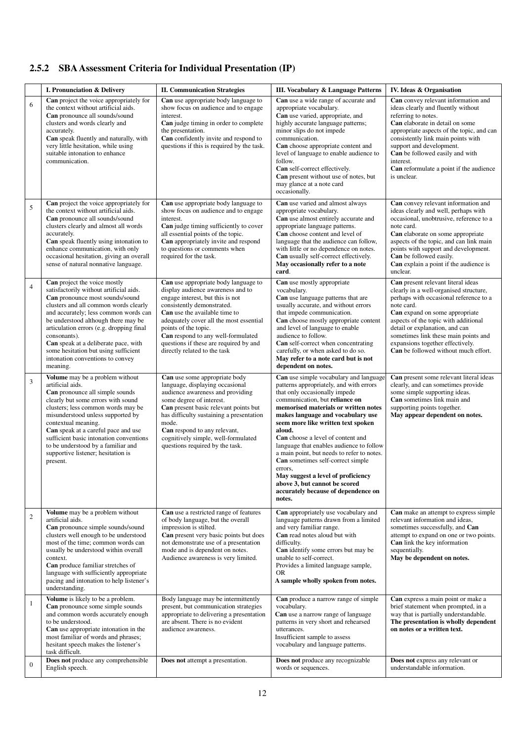## 2.5.2 SBA Assessment Criteria for Individual Presentation (IP)

| | I. Pronunciation & Delivery | II. Communication Strategies | III. Vocabulary & Language Patterns | IV. Ideas & Organisation |
|---|---|---|---|---|
| 6 | **Can** project the voice appropriately for the context without artificial aids. **Can** pronounce all sounds/sound clusters and words clearly and accurately. **Can** speak fluently and naturally, with very little hesitation, while using suitable intonation to enhance communication. | **Can** use appropriate body language to show focus on audience and to engage interest. **Can** judge timing in order to complete the presentation. **Can** confidently invite and respond to questions if this is required by the task. | **Can** use a wide range of accurate and appropriate vocabulary. **Can** use varied, appropriate, and highly accurate language patterns; minor slips do not impede communication. **Can** choose appropriate content and level of language to enable audience to follow. **Can** self-correct effectively. **Can** present without use of notes, but may glance at a note card occasionally. | **Can** convey relevant information and ideas clearly and fluently without referring to notes. **Can** elaborate in detail on some appropriate aspects of the topic, and can consistently link main points with support and development. **Can** be followed easily and with interest. **Can** reformulate a point if the audience is unclear. |
| 5 | **Can** project the voice appropriately for the context without artificial aids. **Can** pronounce all sounds/sound clusters clearly and almost all words accurately. **Can** speak fluently using intonation to enhance communication, with only occasional hesitation, giving an overall sense of natural nonnative language. | **Can** use appropriate body language to show focus on audience and to engage interest. **Can** judge timing sufficiently to cover all essential points of the topic. **Can** appropriately invite and respond to questions or comments when required for the task. | **Can** use varied and almost always appropriate vocabulary. **Can** use almost entirely accurate and appropriate language patterns. **Can** choose content and level of language that the audience can follow, with little or no dependence on notes. **Can** usually self-correct effectively. **May occasionally refer to a note card**. | **Can** convey relevant information and ideas clearly and well, perhaps with occasional, unobtrusive, reference to a note card. **Can** elaborate on some appropriate aspects of the topic, and can link main points with support and development. **Can** be followed easily. **Can** explain a point if the audience is unclear. |
| 4 | **Can** project the voice mostly satisfactorily without artificial aids. **Can** pronounce most sounds/sound clusters and all common words clearly and accurately; less common words can be understood although there may be articulation errors (e.g. dropping final consonants). **Can** speak at a deliberate pace, with some hesitation but using sufficient intonation conventions to convey meaning. | **Can** use appropriate body language to display audience awareness and to engage interest, but this is not consistently demonstrated. **Can** use the available time to adequately cover all the most essential points of the topic. **Can** respond to any well-formulated questions if these are required by and directly related to the task | **Can** use mostly appropriate vocabulary. **Can** use language patterns that are usually accurate, and without errors that impede communication. **Can** choose mostly appropriate content and level of language to enable audience to follow. **Can** self-correct when concentrating carefully, or when asked to do so. **May refer to a note card but is not dependent on notes.** | **Can** present relevant literal ideas clearly in a well-organised structure, perhaps with occasional reference to a note card. **Can** expand on some appropriate aspects of the topic with additional detail or explanation, and can sometimes link these main points and expansions together effectively. **Can** be followed without much effort. |
| 3 | **Volume** may be a problem without artificial aids. **Can** pronounce all simple sounds clearly but some errors with sound clusters; less common words may be misunderstood unless supported by contextual meaning. **Can** speak at a careful pace and use sufficient basic intonation conventions to be understood by a familiar and supportive listener; hesitation is present. | **Can** use some appropriate body language, displaying occasional audience awareness and providing some degree of interest. **Can** present basic relevant points but has difficulty sustaining a presentation mode. **Can** respond to any relevant, cognitively simple, well-formulated questions required by the task. | **Can** use simple vocabulary and language patterns appropriately, and with errors that only occasionally impede communication, but **reliance on memorised materials or written notes makes language and vocabulary use seem more like written text spoken aloud.** **Can** choose a level of content and language that enables audience to follow a main point, but needs to refer to notes. **Can** sometimes self-correct simple errors, **May suggest a level of proficiency above 3, but cannot be scored accurately because of dependence on notes.** | **Can** present some relevant literal ideas clearly, and can sometimes provide some simple supporting ideas. **Can** sometimes link main and supporting points together. **May appear dependent on notes.** |
| 2 | **Volume** may be a problem without artificial aids. **Can** pronounce simple sounds/sound clusters well enough to be understood most of the time; common words can usually be understood within overall context. **Can** produce familiar stretches of language with sufficiently appropriate pacing and intonation to help listener's understanding. | **Can** use a restricted range of features of body language, but the overall impression is stilted. **Can** present very basic points but does not demonstrate use of a presentation mode and is dependent on notes. Audience awareness is very limited. | **Can** appropriately use vocabulary and language patterns drawn from a limited and very familiar range. **Can** read notes aloud but with difficulty. **Can** identify some errors but may be unable to self-correct. Provides a limited language sample, OR **A sample wholly spoken from notes.** | **Can** make an attempt to express simple relevant information and ideas, sometimes successfully, and **Can** attempt to expand on one or two points. **Can** link the key information sequentially. **May be dependent on notes.** |
| 1 | **Volume** is likely to be a problem. **Can** pronounce some simple sounds and common words accurately enough to be understood. **Can** use appropriate intonation in the most familiar of words and phrases; hesitant speech makes the listener's task difficult. | Body language may be intermittently present, but communication strategies appropriate to delivering a presentation are absent. There is no evident audience awareness. | **Can** produce a narrow range of simple vocabulary. **Can** use a narrow range of language patterns in very short and rehearsed utterances. Insufficient sample to assess vocabulary and language patterns. | **Can** express a main point or make a brief statement when prompted, in a way that is partially understandable. **The presentation is wholly dependent on notes or a written text.** |
| 0 | **Does not** produce any comprehensible English speech. | **Does not** attempt a presentation. | **Does not** produce any recognizable words or sequences. | **Does not** express any relevant or understandable information. |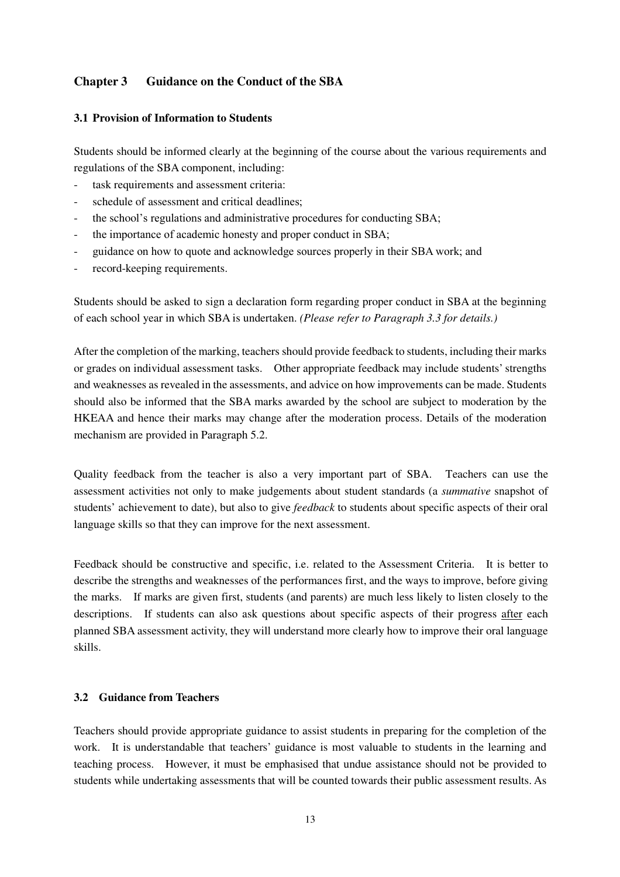## Chapter 3 Guidance on the Conduct of the SBA

### 3.1 Provision of Information to Students

Students should be informed clearly at the beginning of the course about the various requirements and regulations of the SBA component, including:

- task requirements and assessment criteria:
- schedule of assessment and critical deadlines;
- the school's regulations and administrative procedures for conducting SBA;
- the importance of academic honesty and proper conduct in SBA;
- guidance on how to quote and acknowledge sources properly in their SBA work; and
- record-keeping requirements.

Students should be asked to sign a declaration form regarding proper conduct in SBA at the beginning of each school year in which SBA is undertaken. *(Please refer to Paragraph 3.3 for details.)*

After the completion of the marking, teachers should provide feedback to students, including their marks or grades on individual assessment tasks. Other appropriate feedback may include students' strengths and weaknesses as revealed in the assessments, and advice on how improvements can be made. Students should also be informed that the SBA marks awarded by the school are subject to moderation by the HKEAA and hence their marks may change after the moderation process. Details of the moderation mechanism are provided in Paragraph 5.2.

Quality feedback from the teacher is also a very important part of SBA. Teachers can use the assessment activities not only to make judgements about student standards (a *summative* snapshot of students' achievement to date), but also to give *feedback* to students about specific aspects of their oral language skills so that they can improve for the next assessment.

Feedback should be constructive and specific, i.e. related to the Assessment Criteria. It is better to describe the strengths and weaknesses of the performances first, and the ways to improve, before giving the marks. If marks are given first, students (and parents) are much less likely to listen closely to the descriptions. If students can also ask questions about specific aspects of their progress <u>after</u> each planned SBA assessment activity, they will understand more clearly how to improve their oral language skills.

### 3.2 Guidance from Teachers

Teachers should provide appropriate guidance to assist students in preparing for the completion of the work. It is understandable that teachers' guidance is most valuable to students in the learning and teaching process. However, it must be emphasised that undue assistance should not be provided to students while undertaking assessments that will be counted towards their public assessment results. As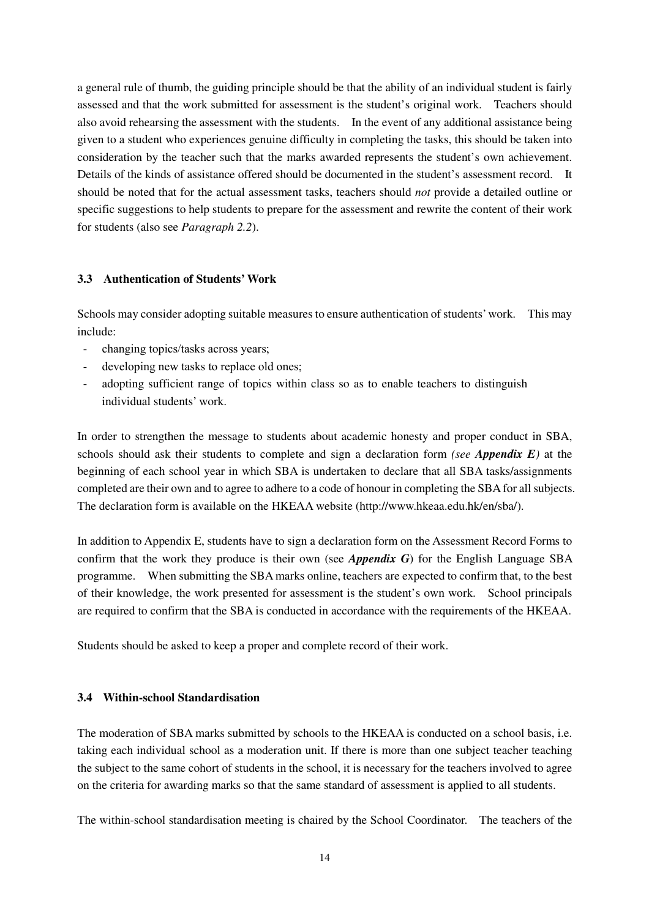a general rule of thumb, the guiding principle should be that the ability of an individual student is fairly assessed and that the work submitted for assessment is the student's original work. Teachers should also avoid rehearsing the assessment with the students. In the event of any additional assistance being given to a student who experiences genuine difficulty in completing the tasks, this should be taken into consideration by the teacher such that the marks awarded represents the student's own achievement. Details of the kinds of assistance offered should be documented in the student's assessment record. It should be noted that for the actual assessment tasks, teachers should *not* provide a detailed outline or specific suggestions to help students to prepare for the assessment and rewrite the content of their work for students (also see *Paragraph 2.2*).

### 3.3 Authentication of Students' Work

Schools may consider adopting suitable measures to ensure authentication of students' work. This may include:

- changing topics/tasks across years;
- developing new tasks to replace old ones;
- adopting sufficient range of topics within class so as to enable teachers to distinguish individual students' work.

In order to strengthen the message to students about academic honesty and proper conduct in SBA, schools should ask their students to complete and sign a declaration form *(see* ***Appendix E****)* at the beginning of each school year in which SBA is undertaken to declare that all SBA tasks/assignments completed are their own and to agree to adhere to a code of honour in completing the SBA for all subjects. The declaration form is available on the HKEAA website (http://www.hkeaa.edu.hk/en/sba/).

In addition to Appendix E, students have to sign a declaration form on the Assessment Record Forms to confirm that the work they produce is their own (see ***Appendix G***) for the English Language SBA programme. When submitting the SBA marks online, teachers are expected to confirm that, to the best of their knowledge, the work presented for assessment is the student's own work. School principals are required to confirm that the SBA is conducted in accordance with the requirements of the HKEAA.

Students should be asked to keep a proper and complete record of their work.

### 3.4 Within-school Standardisation

The moderation of SBA marks submitted by schools to the HKEAA is conducted on a school basis, i.e. taking each individual school as a moderation unit. If there is more than one subject teacher teaching the subject to the same cohort of students in the school, it is necessary for the teachers involved to agree on the criteria for awarding marks so that the same standard of assessment is applied to all students.

The within-school standardisation meeting is chaired by the School Coordinator. The teachers of the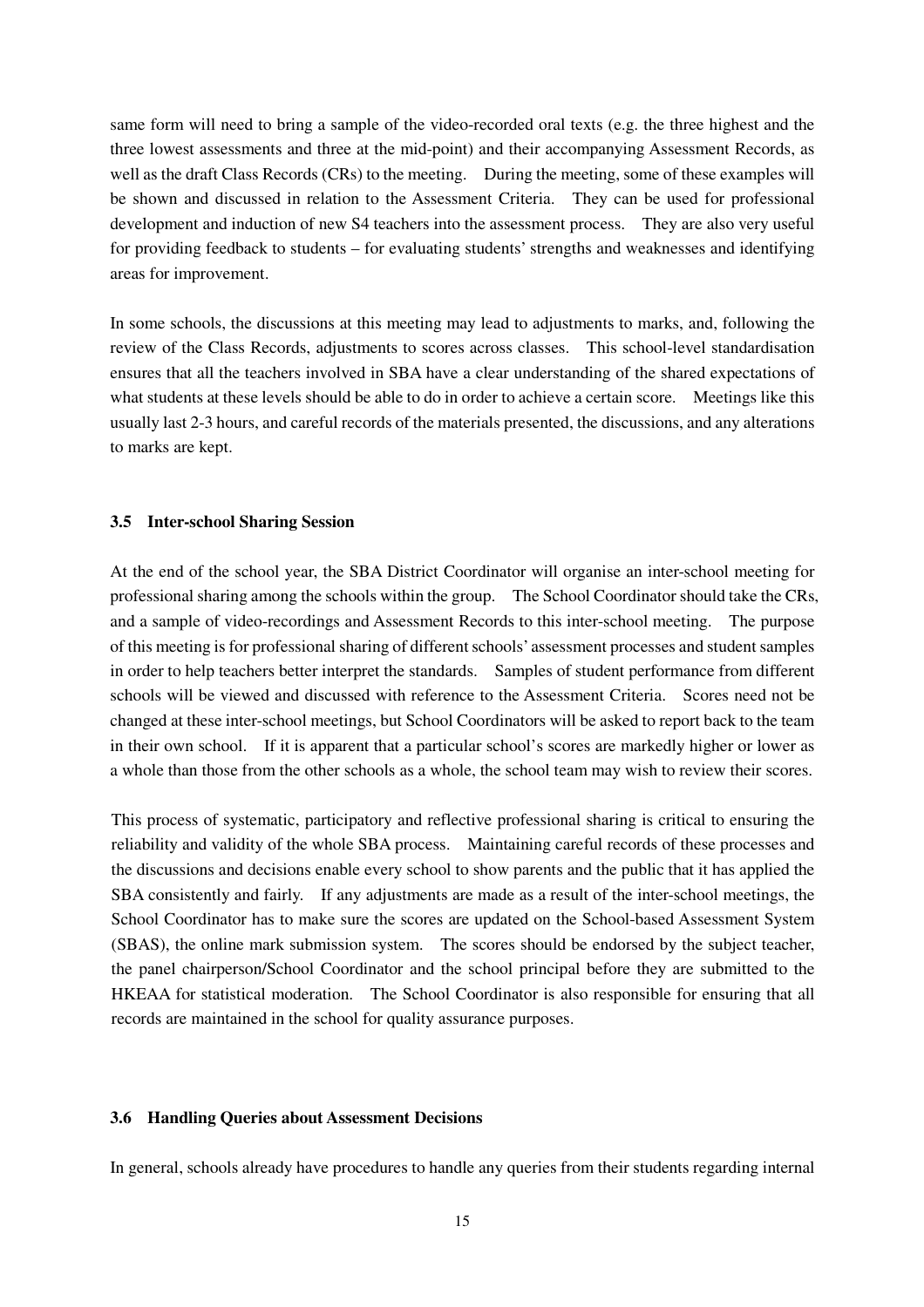same form will need to bring a sample of the video-recorded oral texts (e.g. the three highest and the three lowest assessments and three at the mid-point) and their accompanying Assessment Records, as well as the draft Class Records (CRs) to the meeting. During the meeting, some of these examples will be shown and discussed in relation to the Assessment Criteria. They can be used for professional development and induction of new S4 teachers into the assessment process. They are also very useful for providing feedback to students – for evaluating students' strengths and weaknesses and identifying areas for improvement.

In some schools, the discussions at this meeting may lead to adjustments to marks, and, following the review of the Class Records, adjustments to scores across classes. This school-level standardisation ensures that all the teachers involved in SBA have a clear understanding of the shared expectations of what students at these levels should be able to do in order to achieve a certain score. Meetings like this usually last 2-3 hours, and careful records of the materials presented, the discussions, and any alterations to marks are kept.

### 3.5 Inter-school Sharing Session

At the end of the school year, the SBA District Coordinator will organise an inter-school meeting for professional sharing among the schools within the group. The School Coordinator should take the CRs, and a sample of video-recordings and Assessment Records to this inter-school meeting. The purpose of this meeting is for professional sharing of different schools' assessment processes and student samples in order to help teachers better interpret the standards. Samples of student performance from different schools will be viewed and discussed with reference to the Assessment Criteria. Scores need not be changed at these inter-school meetings, but School Coordinators will be asked to report back to the team in their own school. If it is apparent that a particular school's scores are markedly higher or lower as a whole than those from the other schools as a whole, the school team may wish to review their scores.

This process of systematic, participatory and reflective professional sharing is critical to ensuring the reliability and validity of the whole SBA process. Maintaining careful records of these processes and the discussions and decisions enable every school to show parents and the public that it has applied the SBA consistently and fairly. If any adjustments are made as a result of the inter-school meetings, the School Coordinator has to make sure the scores are updated on the School-based Assessment System (SBAS), the online mark submission system. The scores should be endorsed by the subject teacher, the panel chairperson/School Coordinator and the school principal before they are submitted to the HKEAA for statistical moderation. The School Coordinator is also responsible for ensuring that all records are maintained in the school for quality assurance purposes.

### 3.6 Handling Queries about Assessment Decisions

In general, schools already have procedures to handle any queries from their students regarding internal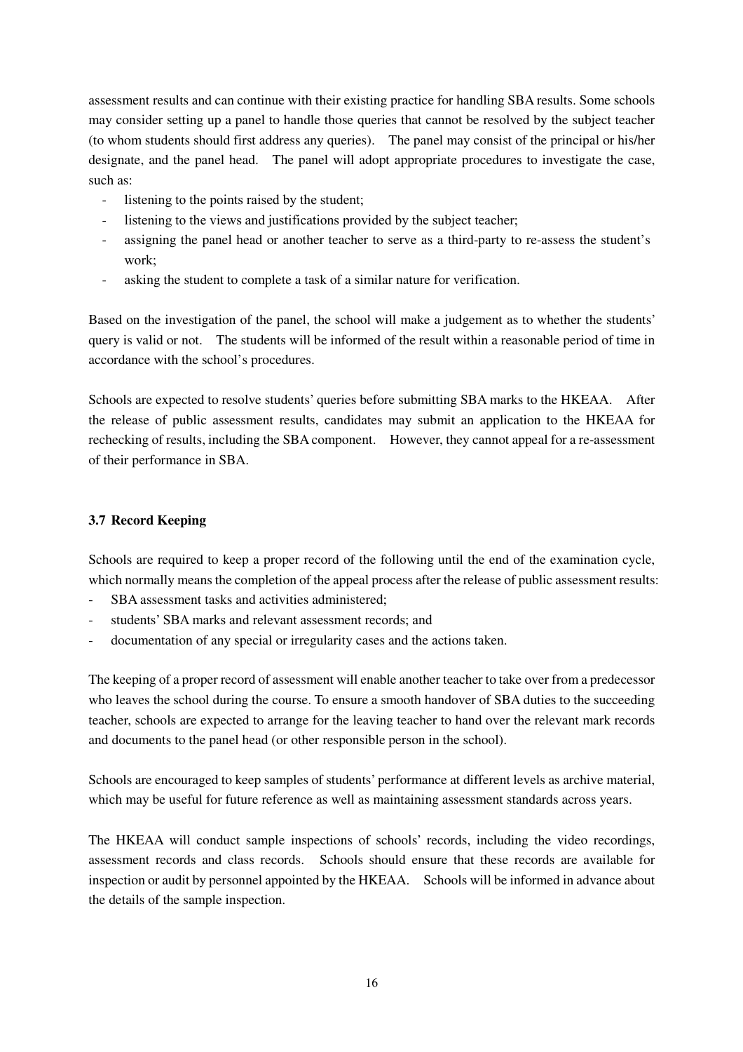assessment results and can continue with their existing practice for handling SBA results. Some schools may consider setting up a panel to handle those queries that cannot be resolved by the subject teacher (to whom students should first address any queries). The panel may consist of the principal or his/her designate, and the panel head. The panel will adopt appropriate procedures to investigate the case, such as:

- listening to the points raised by the student;
- listening to the views and justifications provided by the subject teacher;
- assigning the panel head or another teacher to serve as a third-party to re-assess the student's work;
- asking the student to complete a task of a similar nature for verification.

Based on the investigation of the panel, the school will make a judgement as to whether the students' query is valid or not. The students will be informed of the result within a reasonable period of time in accordance with the school's procedures.

Schools are expected to resolve students' queries before submitting SBA marks to the HKEAA. After the release of public assessment results, candidates may submit an application to the HKEAA for rechecking of results, including the SBA component. However, they cannot appeal for a re-assessment of their performance in SBA.

### 3.7 Record Keeping

Schools are required to keep a proper record of the following until the end of the examination cycle, which normally means the completion of the appeal process after the release of public assessment results:

- SBA assessment tasks and activities administered;
- students' SBA marks and relevant assessment records; and
- documentation of any special or irregularity cases and the actions taken.

The keeping of a proper record of assessment will enable another teacher to take over from a predecessor who leaves the school during the course. To ensure a smooth handover of SBA duties to the succeeding teacher, schools are expected to arrange for the leaving teacher to hand over the relevant mark records and documents to the panel head (or other responsible person in the school).

Schools are encouraged to keep samples of students' performance at different levels as archive material, which may be useful for future reference as well as maintaining assessment standards across years.

The HKEAA will conduct sample inspections of schools' records, including the video recordings, assessment records and class records. Schools should ensure that these records are available for inspection or audit by personnel appointed by the HKEAA. Schools will be informed in advance about the details of the sample inspection.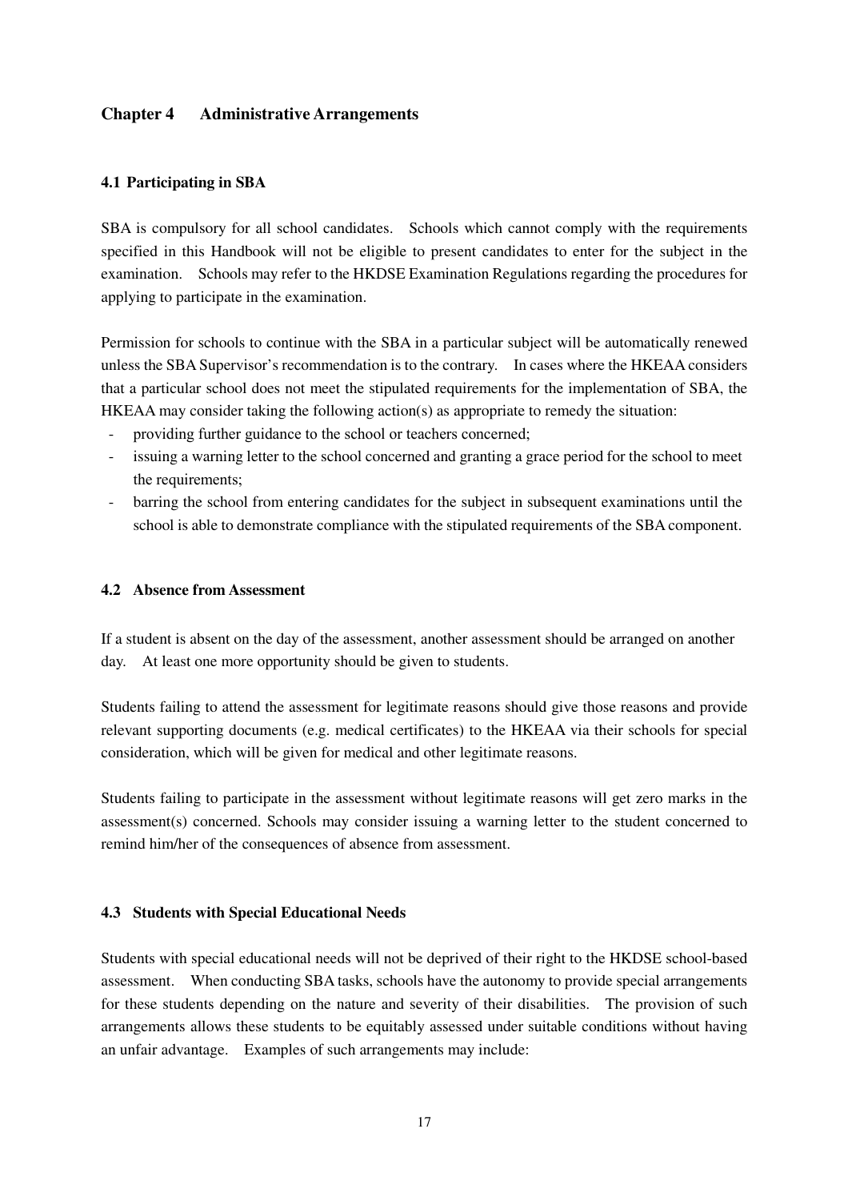## Chapter 4 Administrative Arrangements

### 4.1 Participating in SBA

SBA is compulsory for all school candidates. Schools which cannot comply with the requirements specified in this Handbook will not be eligible to present candidates to enter for the subject in the examination. Schools may refer to the HKDSE Examination Regulations regarding the procedures for applying to participate in the examination.

Permission for schools to continue with the SBA in a particular subject will be automatically renewed unless the SBA Supervisor's recommendation is to the contrary. In cases where the HKEAA considers that a particular school does not meet the stipulated requirements for the implementation of SBA, the HKEAA may consider taking the following action(s) as appropriate to remedy the situation:

- providing further guidance to the school or teachers concerned;
- issuing a warning letter to the school concerned and granting a grace period for the school to meet the requirements;
- barring the school from entering candidates for the subject in subsequent examinations until the school is able to demonstrate compliance with the stipulated requirements of the SBA component.

### 4.2 Absence from Assessment

If a student is absent on the day of the assessment, another assessment should be arranged on another day. At least one more opportunity should be given to students.

Students failing to attend the assessment for legitimate reasons should give those reasons and provide relevant supporting documents (e.g. medical certificates) to the HKEAA via their schools for special consideration, which will be given for medical and other legitimate reasons.

Students failing to participate in the assessment without legitimate reasons will get zero marks in the assessment(s) concerned. Schools may consider issuing a warning letter to the student concerned to remind him/her of the consequences of absence from assessment.

### 4.3 Students with Special Educational Needs

Students with special educational needs will not be deprived of their right to the HKDSE school-based assessment. When conducting SBA tasks, schools have the autonomy to provide special arrangements for these students depending on the nature and severity of their disabilities. The provision of such arrangements allows these students to be equitably assessed under suitable conditions without having an unfair advantage. Examples of such arrangements may include: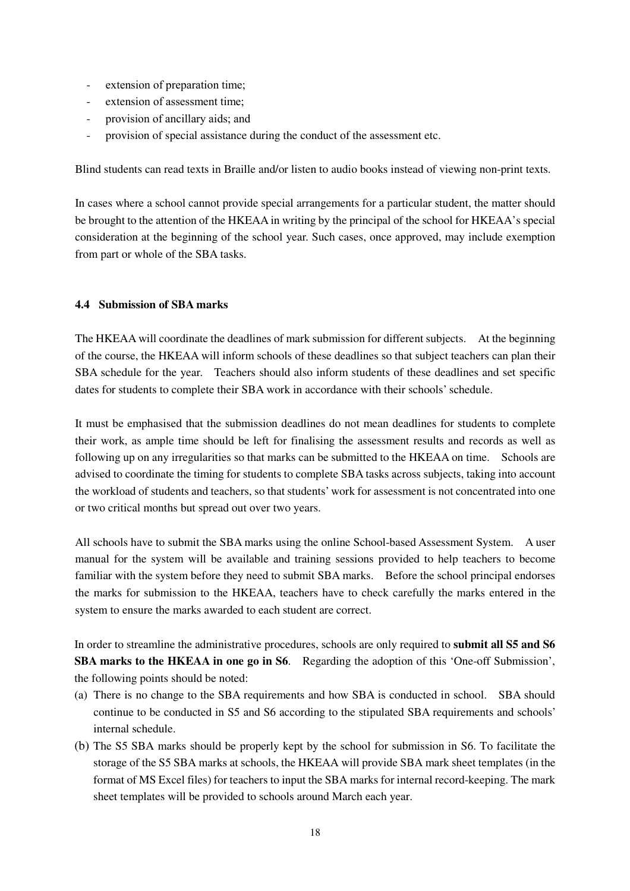- extension of preparation time;
- extension of assessment time;
- provision of ancillary aids; and
- provision of special assistance during the conduct of the assessment etc.

Blind students can read texts in Braille and/or listen to audio books instead of viewing non-print texts.

In cases where a school cannot provide special arrangements for a particular student, the matter should be brought to the attention of the HKEAA in writing by the principal of the school for HKEAA's special consideration at the beginning of the school year. Such cases, once approved, may include exemption from part or whole of the SBA tasks.

### 4.4 Submission of SBA marks

The HKEAA will coordinate the deadlines of mark submission for different subjects. At the beginning of the course, the HKEAA will inform schools of these deadlines so that subject teachers can plan their SBA schedule for the year. Teachers should also inform students of these deadlines and set specific dates for students to complete their SBA work in accordance with their schools' schedule.

It must be emphasised that the submission deadlines do not mean deadlines for students to complete their work, as ample time should be left for finalising the assessment results and records as well as following up on any irregularities so that marks can be submitted to the HKEAA on time. Schools are advised to coordinate the timing for students to complete SBA tasks across subjects, taking into account the workload of students and teachers, so that students' work for assessment is not concentrated into one or two critical months but spread out over two years.

All schools have to submit the SBA marks using the online School-based Assessment System. A user manual for the system will be available and training sessions provided to help teachers to become familiar with the system before they need to submit SBA marks. Before the school principal endorses the marks for submission to the HKEAA, teachers have to check carefully the marks entered in the system to ensure the marks awarded to each student are correct.

In order to streamline the administrative procedures, schools are only required to **submit all S5 and S6 SBA marks to the HKEAA in one go in S6**. Regarding the adoption of this 'One-off Submission', the following points should be noted:

(a) There is no change to the SBA requirements and how SBA is conducted in school. SBA should continue to be conducted in S5 and S6 according to the stipulated SBA requirements and schools' internal schedule.

(b) The S5 SBA marks should be properly kept by the school for submission in S6. To facilitate the storage of the S5 SBA marks at schools, the HKEAA will provide SBA mark sheet templates (in the format of MS Excel files) for teachers to input the SBA marks for internal record-keeping. The mark sheet templates will be provided to schools around March each year.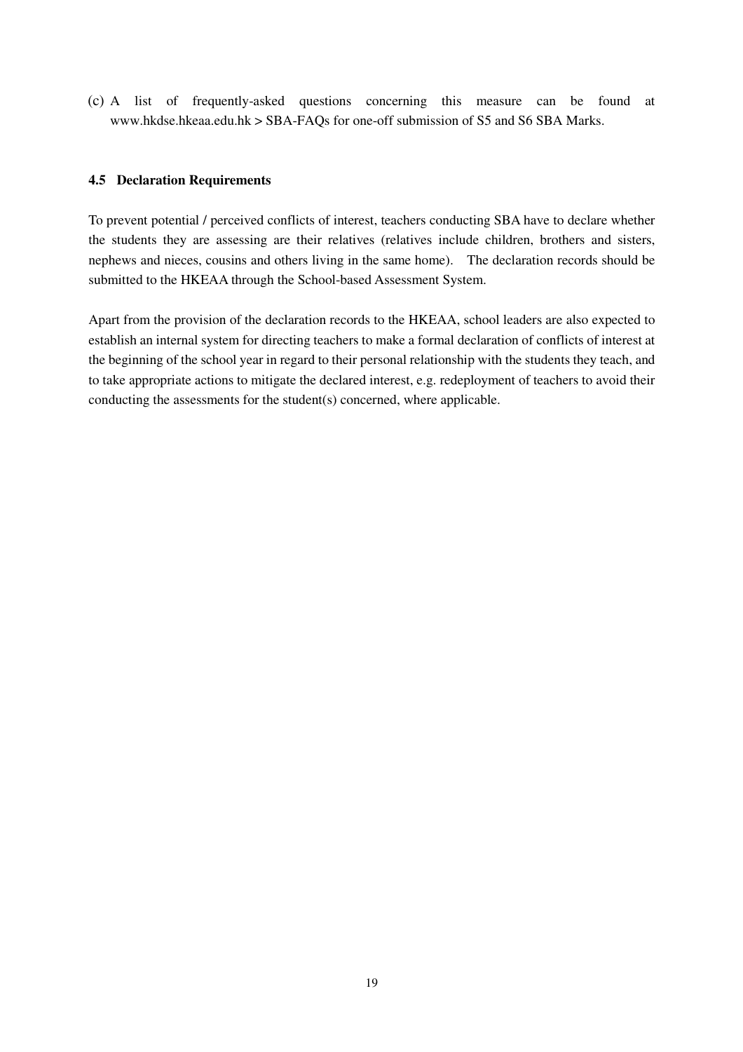(c) A list of frequently-asked questions concerning this measure can be found at www.hkdse.hkeaa.edu.hk > SBA-FAQs for one-off submission of S5 and S6 SBA Marks.

### 4.5 Declaration Requirements

To prevent potential / perceived conflicts of interest, teachers conducting SBA have to declare whether the students they are assessing are their relatives (relatives include children, brothers and sisters, nephews and nieces, cousins and others living in the same home). The declaration records should be submitted to the HKEAA through the School-based Assessment System.

Apart from the provision of the declaration records to the HKEAA, school leaders are also expected to establish an internal system for directing teachers to make a formal declaration of conflicts of interest at the beginning of the school year in regard to their personal relationship with the students they teach, and to take appropriate actions to mitigate the declared interest, e.g. redeployment of teachers to avoid their conducting the assessments for the student(s) concerned, where applicable.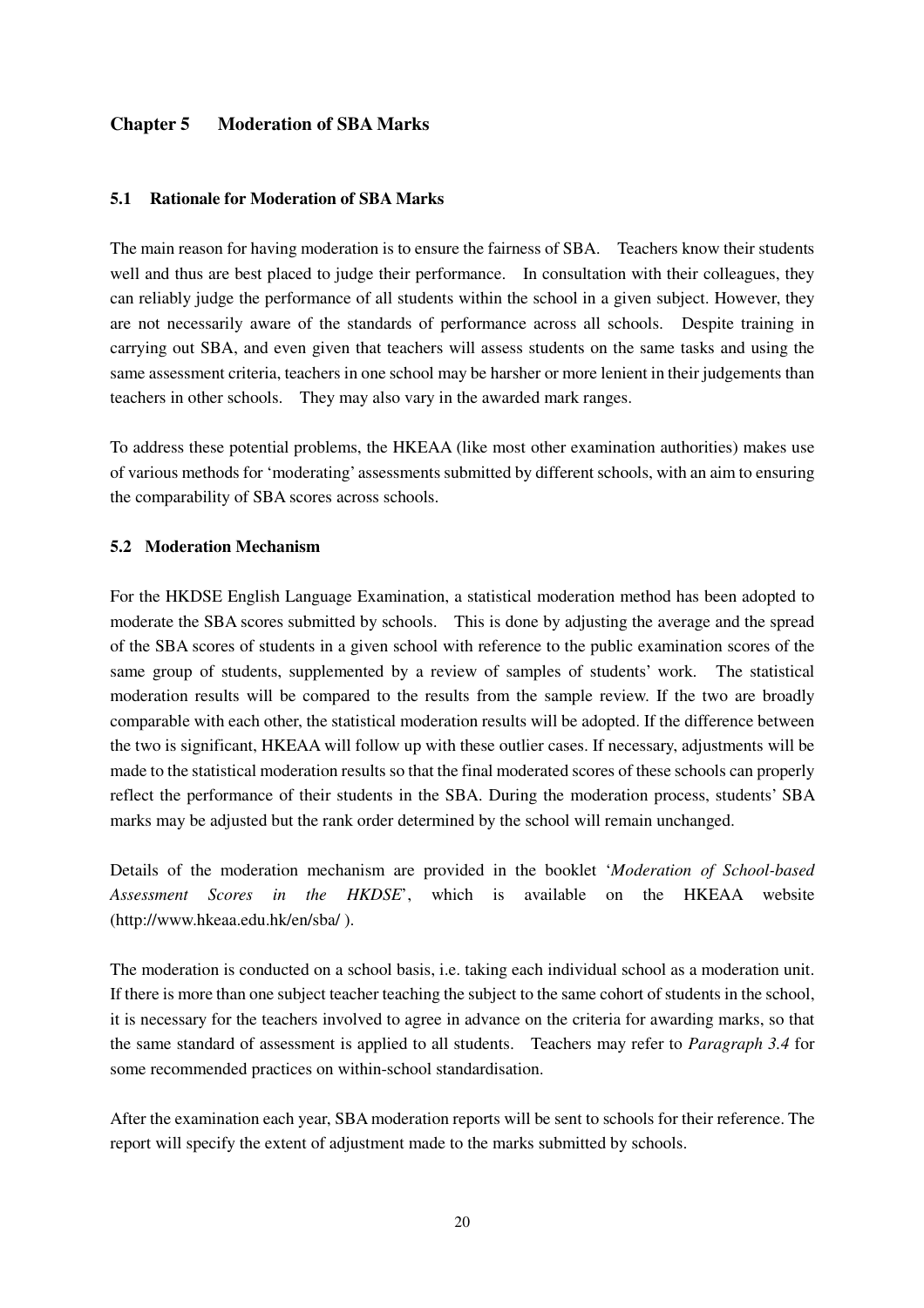## Chapter 5 Moderation of SBA Marks

### 5.1 Rationale for Moderation of SBA Marks

The main reason for having moderation is to ensure the fairness of SBA. Teachers know their students well and thus are best placed to judge their performance. In consultation with their colleagues, they can reliably judge the performance of all students within the school in a given subject. However, they are not necessarily aware of the standards of performance across all schools. Despite training in carrying out SBA, and even given that teachers will assess students on the same tasks and using the same assessment criteria, teachers in one school may be harsher or more lenient in their judgements than teachers in other schools. They may also vary in the awarded mark ranges.

To address these potential problems, the HKEAA (like most other examination authorities) makes use of various methods for 'moderating' assessments submitted by different schools, with an aim to ensuring the comparability of SBA scores across schools.

### 5.2 Moderation Mechanism

For the HKDSE English Language Examination, a statistical moderation method has been adopted to moderate the SBA scores submitted by schools. This is done by adjusting the average and the spread of the SBA scores of students in a given school with reference to the public examination scores of the same group of students, supplemented by a review of samples of students' work. The statistical moderation results will be compared to the results from the sample review. If the two are broadly comparable with each other, the statistical moderation results will be adopted. If the difference between the two is significant, HKEAA will follow up with these outlier cases. If necessary, adjustments will be made to the statistical moderation results so that the final moderated scores of these schools can properly reflect the performance of their students in the SBA. During the moderation process, students' SBA marks may be adjusted but the rank order determined by the school will remain unchanged.

Details of the moderation mechanism are provided in the booklet '*Moderation of School-based Assessment Scores in the HKDSE*', which is available on the HKEAA website (http://www.hkeaa.edu.hk/en/sba/ ).

The moderation is conducted on a school basis, i.e. taking each individual school as a moderation unit. If there is more than one subject teacher teaching the subject to the same cohort of students in the school, it is necessary for the teachers involved to agree in advance on the criteria for awarding marks, so that the same standard of assessment is applied to all students. Teachers may refer to *Paragraph 3.4* for some recommended practices on within-school standardisation.

After the examination each year, SBA moderation reports will be sent to schools for their reference. The report will specify the extent of adjustment made to the marks submitted by schools.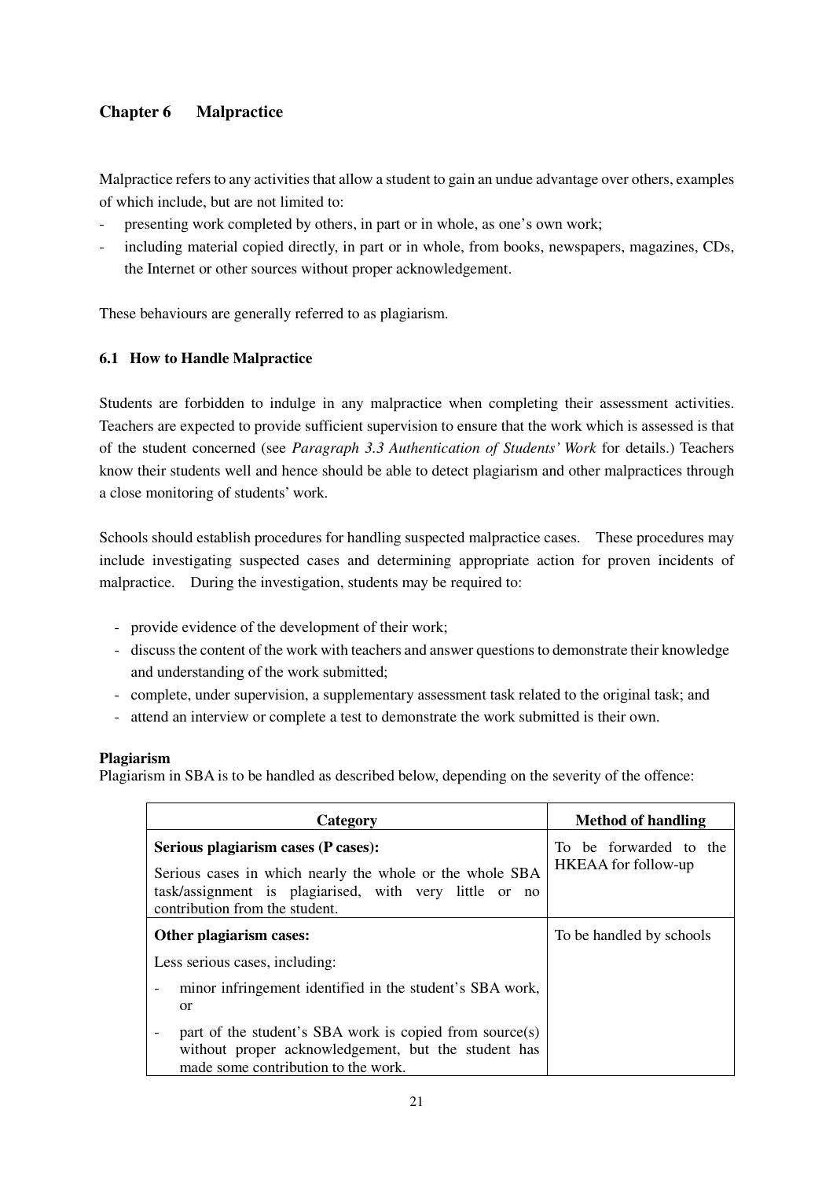## Chapter 6 Malpractice

Malpractice refers to any activities that allow a student to gain an undue advantage over others, examples of which include, but are not limited to:

- presenting work completed by others, in part or in whole, as one's own work;
- including material copied directly, in part or in whole, from books, newspapers, magazines, CDs, the Internet or other sources without proper acknowledgement.

These behaviours are generally referred to as plagiarism.

### 6.1 How to Handle Malpractice

Students are forbidden to indulge in any malpractice when completing their assessment activities. Teachers are expected to provide sufficient supervision to ensure that the work which is assessed is that of the student concerned (see *Paragraph 3.3 Authentication of Students' Work* for details.) Teachers know their students well and hence should be able to detect plagiarism and other malpractices through a close monitoring of students' work.

Schools should establish procedures for handling suspected malpractice cases. These procedures may include investigating suspected cases and determining appropriate action for proven incidents of malpractice. During the investigation, students may be required to:

- provide evidence of the development of their work;
- discuss the content of the work with teachers and answer questions to demonstrate their knowledge and understanding of the work submitted;
- complete, under supervision, a supplementary assessment task related to the original task; and
- attend an interview or complete a test to demonstrate the work submitted is their own.

**Plagiarism**

Plagiarism in SBA is to be handled as described below, depending on the severity of the offence:

| Category | Method of handling |
|---|---|
| **Serious plagiarism cases (P cases):**<br>Serious cases in which nearly the whole or the whole SBA task/assignment is plagiarised, with very little or no contribution from the student. | To be forwarded to the HKEAA for follow-up |
| **Other plagiarism cases:**<br>Less serious cases, including:<br>- minor infringement identified in the student's SBA work, or<br>- part of the student's SBA work is copied from source(s) without proper acknowledgement, but the student has made some contribution to the work. | To be handled by schools |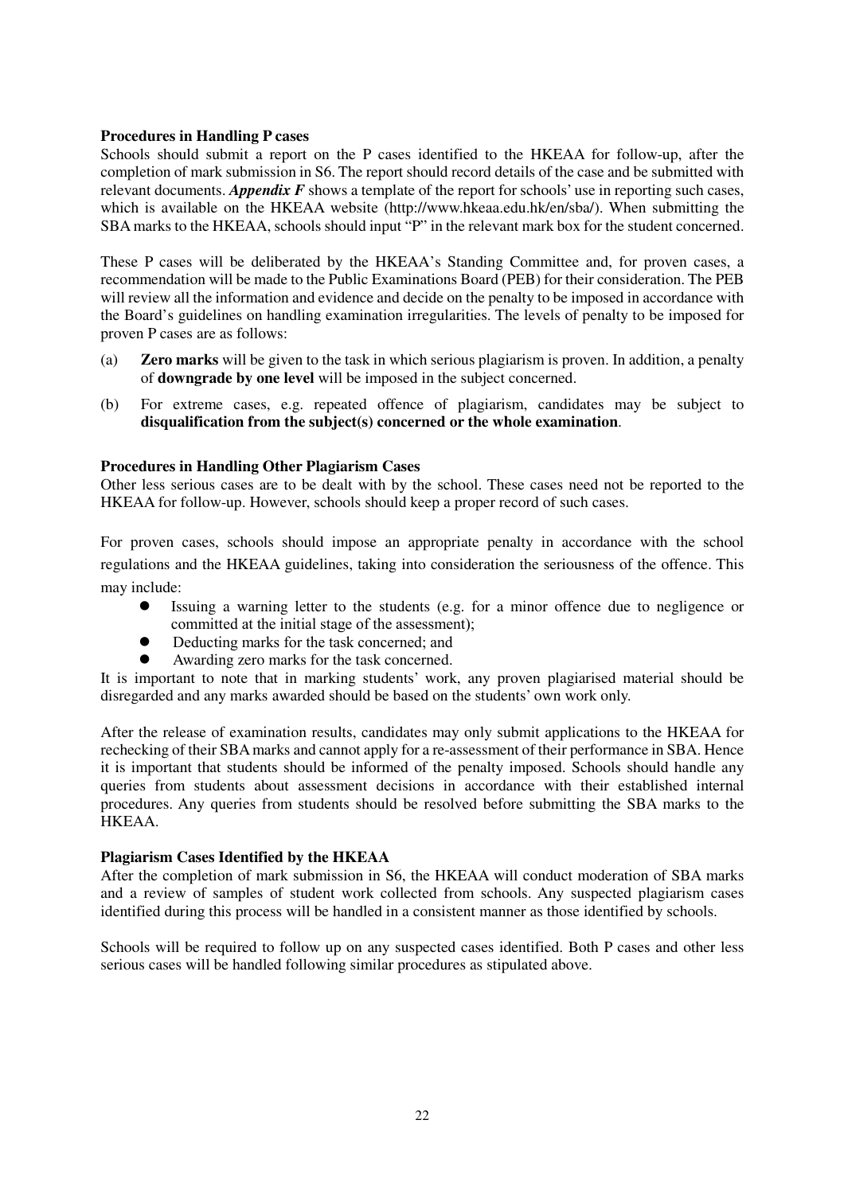**Procedures in Handling P cases**

Schools should submit a report on the P cases identified to the HKEAA for follow-up, after the completion of mark submission in S6. The report should record details of the case and be submitted with relevant documents. ***Appendix F*** shows a template of the report for schools' use in reporting such cases, which is available on the HKEAA website (http://www.hkeaa.edu.hk/en/sba/). When submitting the SBA marks to the HKEAA, schools should input "P" in the relevant mark box for the student concerned.

These P cases will be deliberated by the HKEAA's Standing Committee and, for proven cases, a recommendation will be made to the Public Examinations Board (PEB) for their consideration. The PEB will review all the information and evidence and decide on the penalty to be imposed in accordance with the Board's guidelines on handling examination irregularities. The levels of penalty to be imposed for proven P cases are as follows:

(a) **Zero marks** will be given to the task in which serious plagiarism is proven. In addition, a penalty of **downgrade by one level** will be imposed in the subject concerned.

(b) For extreme cases, e.g. repeated offence of plagiarism, candidates may be subject to **disqualification from the subject(s) concerned or the whole examination**.

**Procedures in Handling Other Plagiarism Cases**

Other less serious cases are to be dealt with by the school. These cases need not be reported to the HKEAA for follow-up. However, schools should keep a proper record of such cases.

For proven cases, schools should impose an appropriate penalty in accordance with the school regulations and the HKEAA guidelines, taking into consideration the seriousness of the offence. This may include:

- Issuing a warning letter to the students (e.g. for a minor offence due to negligence or committed at the initial stage of the assessment);
- Deducting marks for the task concerned; and
- Awarding zero marks for the task concerned.

It is important to note that in marking students' work, any proven plagiarised material should be disregarded and any marks awarded should be based on the students' own work only.

After the release of examination results, candidates may only submit applications to the HKEAA for rechecking of their SBA marks and cannot apply for a re-assessment of their performance in SBA. Hence it is important that students should be informed of the penalty imposed. Schools should handle any queries from students about assessment decisions in accordance with their established internal procedures. Any queries from students should be resolved before submitting the SBA marks to the HKEAA.

**Plagiarism Cases Identified by the HKEAA**

After the completion of mark submission in S6, the HKEAA will conduct moderation of SBA marks and a review of samples of student work collected from schools. Any suspected plagiarism cases identified during this process will be handled in a consistent manner as those identified by schools.

Schools will be required to follow up on any suspected cases identified. Both P cases and other less serious cases will be handled following similar procedures as stipulated above.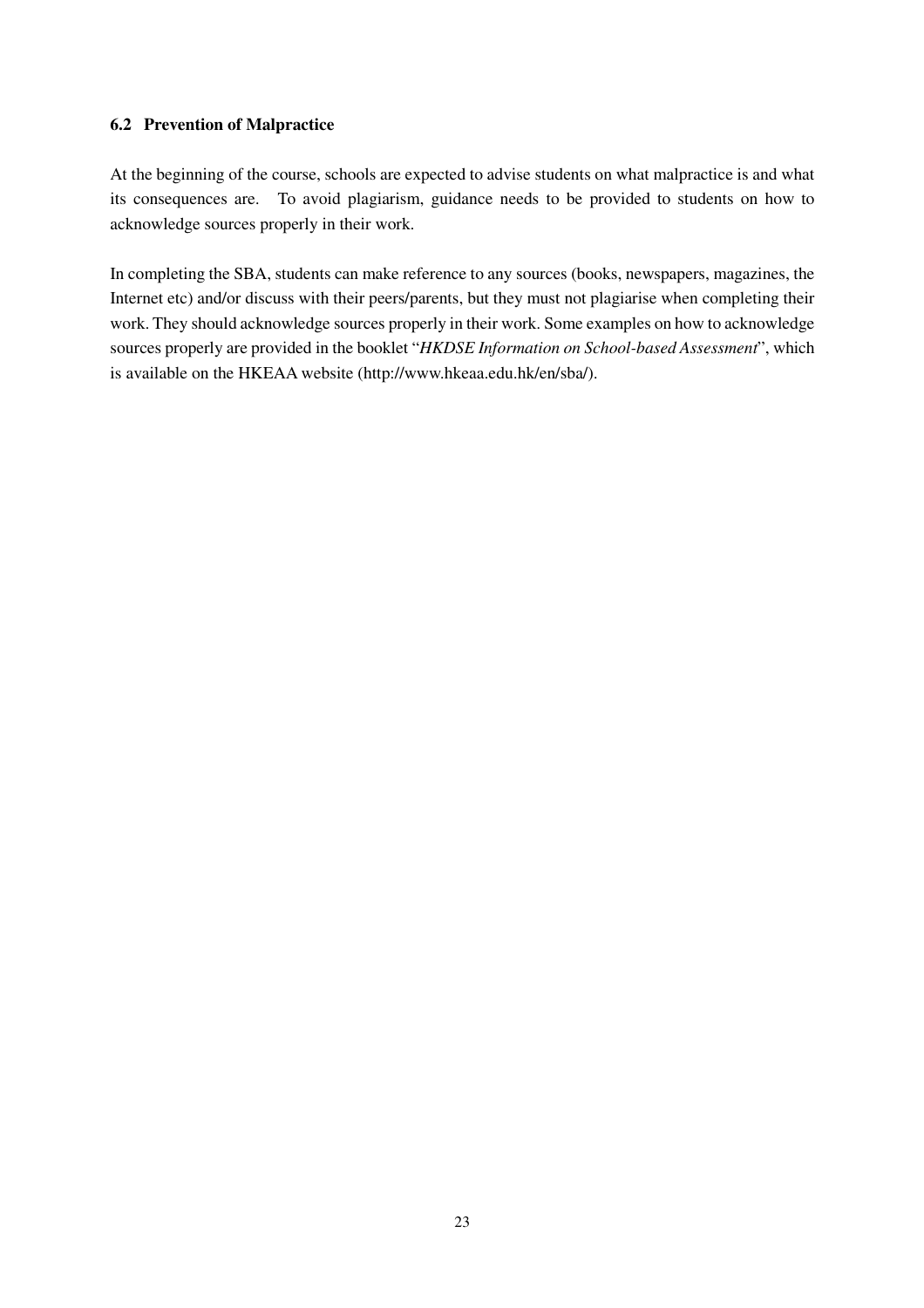### 6.2 Prevention of Malpractice

At the beginning of the course, schools are expected to advise students on what malpractice is and what its consequences are. To avoid plagiarism, guidance needs to be provided to students on how to acknowledge sources properly in their work.

In completing the SBA, students can make reference to any sources (books, newspapers, magazines, the Internet etc) and/or discuss with their peers/parents, but they must not plagiarise when completing their work. They should acknowledge sources properly in their work. Some examples on how to acknowledge sources properly are provided in the booklet "*HKDSE Information on School-based Assessment*", which is available on the HKEAA website (http://www.hkeaa.edu.hk/en/sba/).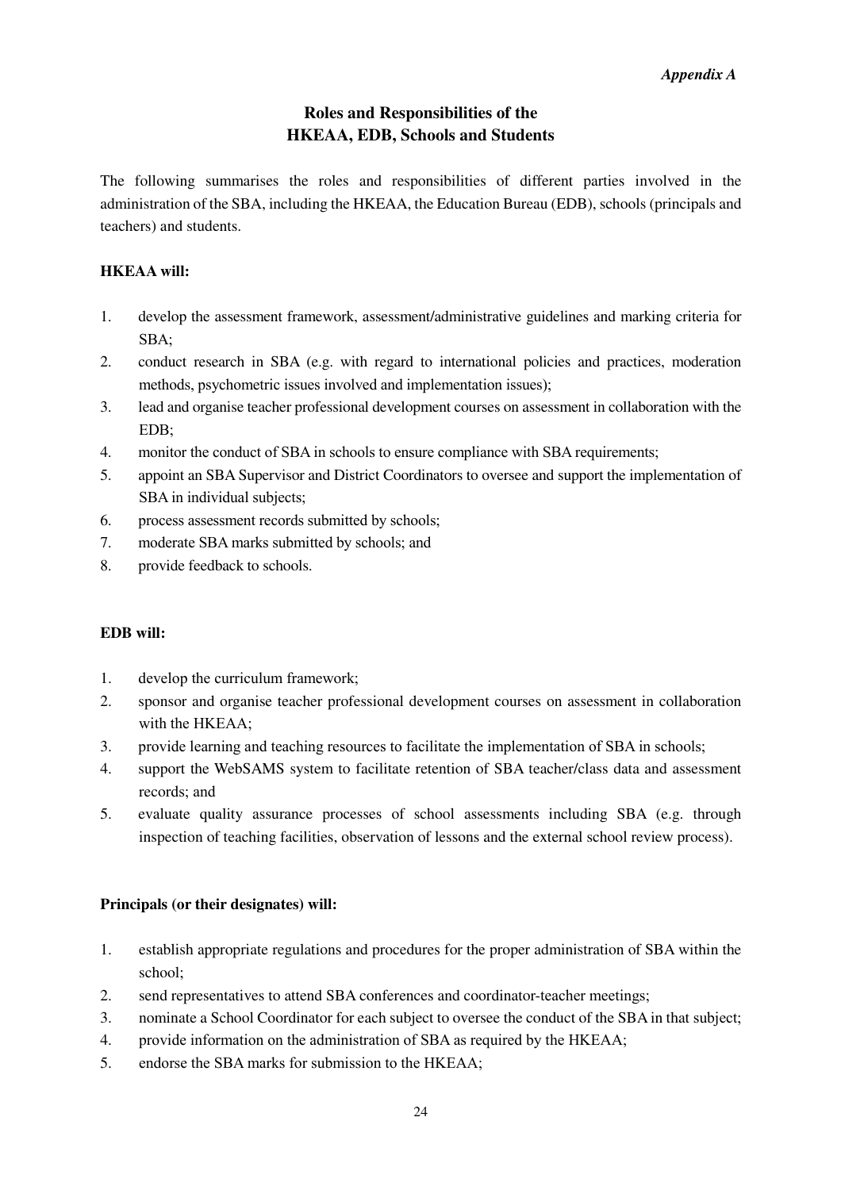*Appendix A*

## Roles and Responsibilities of the HKEAA, EDB, Schools and Students

The following summarises the roles and responsibilities of different parties involved in the administration of the SBA, including the HKEAA, the Education Bureau (EDB), schools (principals and teachers) and students.

**HKEAA will:**

1. develop the assessment framework, assessment/administrative guidelines and marking criteria for SBA;
2. conduct research in SBA (e.g. with regard to international policies and practices, moderation methods, psychometric issues involved and implementation issues);
3. lead and organise teacher professional development courses on assessment in collaboration with the EDB;
4. monitor the conduct of SBA in schools to ensure compliance with SBA requirements;
5. appoint an SBA Supervisor and District Coordinators to oversee and support the implementation of SBA in individual subjects;
6. process assessment records submitted by schools;
7. moderate SBA marks submitted by schools; and
8. provide feedback to schools.

**EDB will:**

1. develop the curriculum framework;
2. sponsor and organise teacher professional development courses on assessment in collaboration with the HKEAA;
3. provide learning and teaching resources to facilitate the implementation of SBA in schools;
4. support the WebSAMS system to facilitate retention of SBA teacher/class data and assessment records; and
5. evaluate quality assurance processes of school assessments including SBA (e.g. through inspection of teaching facilities, observation of lessons and the external school review process).

**Principals (or their designates) will:**

1. establish appropriate regulations and procedures for the proper administration of SBA within the school;
2. send representatives to attend SBA conferences and coordinator-teacher meetings;
3. nominate a School Coordinator for each subject to oversee the conduct of the SBA in that subject;
4. provide information on the administration of SBA as required by the HKEAA;
5. endorse the SBA marks for submission to the HKEAA;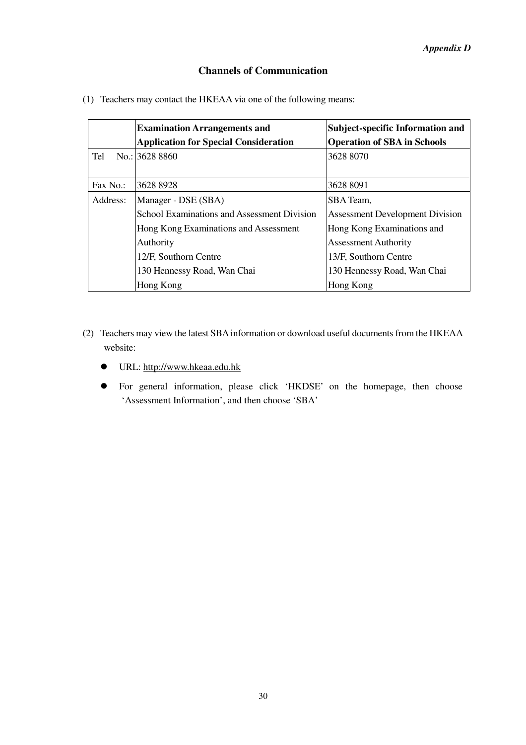*Appendix D*

## Channels of Communication

(1) Teachers may contact the HKEAA via one of the following means:

| | **Examination Arrangements and Application for Special Consideration** | **Subject-specific Information and Operation of SBA in Schools** |
|---|---|---|
| Tel No.: | 3628 8860 | 3628 8070 |
| Fax No.: | 3628 8928 | 3628 8091 |
| Address: | Manager - DSE (SBA)<br>School Examinations and Assessment Division<br>Hong Kong Examinations and Assessment Authority<br>12/F, Southorn Centre<br>130 Hennessy Road, Wan Chai<br>Hong Kong | SBA Team,<br>Assessment Development Division<br>Hong Kong Examinations and Assessment Authority<br>13/F, Southorn Centre<br>130 Hennessy Road, Wan Chai<br>Hong Kong |

(2) Teachers may view the latest SBA information or download useful documents from the HKEAA website:

- URL: http://www.hkeaa.edu.hk
- For general information, please click 'HKDSE' on the homepage, then choose 'Assessment Information', and then choose 'SBA'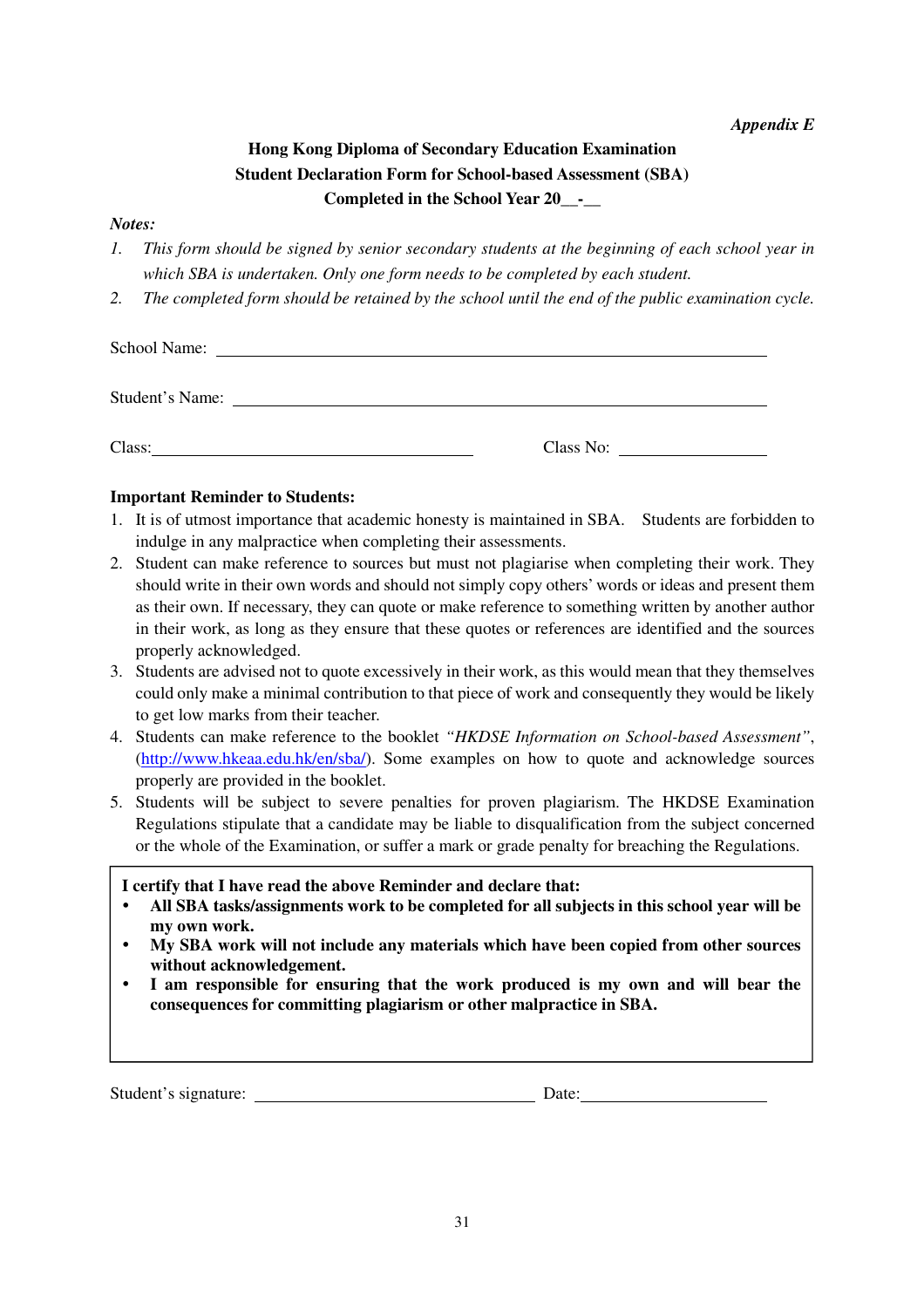*Appendix E*

**Hong Kong Diploma of Secondary Education Examination**
**Student Declaration Form for School-based Assessment (SBA)**
**Completed in the School Year 20__-__**

***Notes:***

1. *This form should be signed by senior secondary students at the beginning of each school year in which SBA is undertaken. Only one form needs to be completed by each student.*
2. *The completed form should be retained by the school until the end of the public examination cycle.*

School Name: ______________________________________________

Student's Name: ____________________________________________

Class: ______________________________ Class No: ______________

**Important Reminder to Students:**

1. It is of utmost importance that academic honesty is maintained in SBA. Students are forbidden to indulge in any malpractice when completing their assessments.
2. Student can make reference to sources but must not plagiarise when completing their work. They should write in their own words and should not simply copy others' words or ideas and present them as their own. If necessary, they can quote or make reference to something written by another author in their work, as long as they ensure that these quotes or references are identified and the sources properly acknowledged.
3. Students are advised not to quote excessively in their work, as this would mean that they themselves could only make a minimal contribution to that piece of work and consequently they would be likely to get low marks from their teacher.
4. Students can make reference to the booklet *"HKDSE Information on School-based Assessment"*, (http://www.hkeaa.edu.hk/en/sba/). Some examples on how to quote and acknowledge sources properly are provided in the booklet.
5. Students will be subject to severe penalties for proven plagiarism. The HKDSE Examination Regulations stipulate that a candidate may be liable to disqualification from the subject concerned or the whole of the Examination, or suffer a mark or grade penalty for breaching the Regulations.

**I certify that I have read the above Reminder and declare that:**

- **All SBA tasks/assignments work to be completed for all subjects in this school year will be my own work.**
- **My SBA work will not include any materials which have been copied from other sources without acknowledgement.**
- **I am responsible for ensuring that the work produced is my own and will bear the consequences for committing plagiarism or other malpractice in SBA.**

Student's signature: ___________________________ Date: ___________________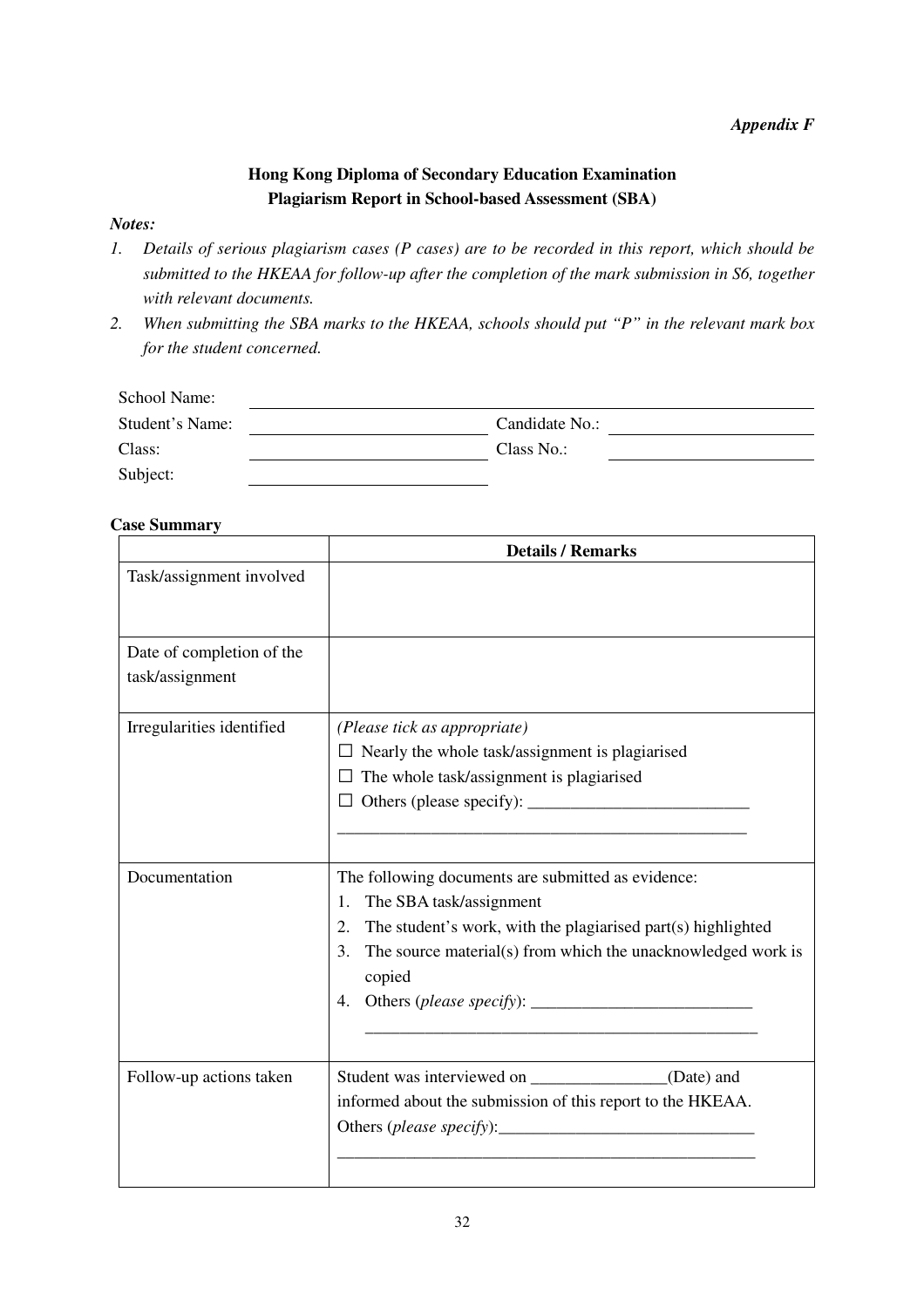*Appendix F*

**Hong Kong Diploma of Secondary Education Examination**
**Plagiarism Report in School-based Assessment (SBA)**

***Notes:***

1. *Details of serious plagiarism cases (P cases) are to be recorded in this report, which should be submitted to the HKEAA for follow-up after the completion of the mark submission in S6, together with relevant documents.*
2. *When submitting the SBA marks to the HKEAA, schools should put "P" in the relevant mark box for the student concerned.*

School Name: ____________________________________________

Student's Name: ____________________ Candidate No.: ____________________

Class: ____________________ Class No.: ____________________

Subject: ____________________

**Case Summary**

| | **Details / Remarks** |
|---|---|
| Task/assignment involved | |
| Date of completion of the task/assignment | |
| Irregularities identified | *(Please tick as appropriate)*<br>☐ Nearly the whole task/assignment is plagiarised<br>☐ The whole task/assignment is plagiarised<br>☐ Others (please specify): __________________________<br>__________________________________________________ |
| Documentation | The following documents are submitted as evidence:<br>1. The SBA task/assignment<br>2. The student's work, with the plagiarised part(s) highlighted<br>3. The source material(s) from which the unacknowledged work is copied<br>4. Others (*please specify*): __________________________<br>__________________________________________________ |
| Follow-up actions taken | Student was interviewed on ________________(Date) and informed about the submission of this report to the HKEAA.<br>Others (*please specify*):______________________________<br>__________________________________________________ |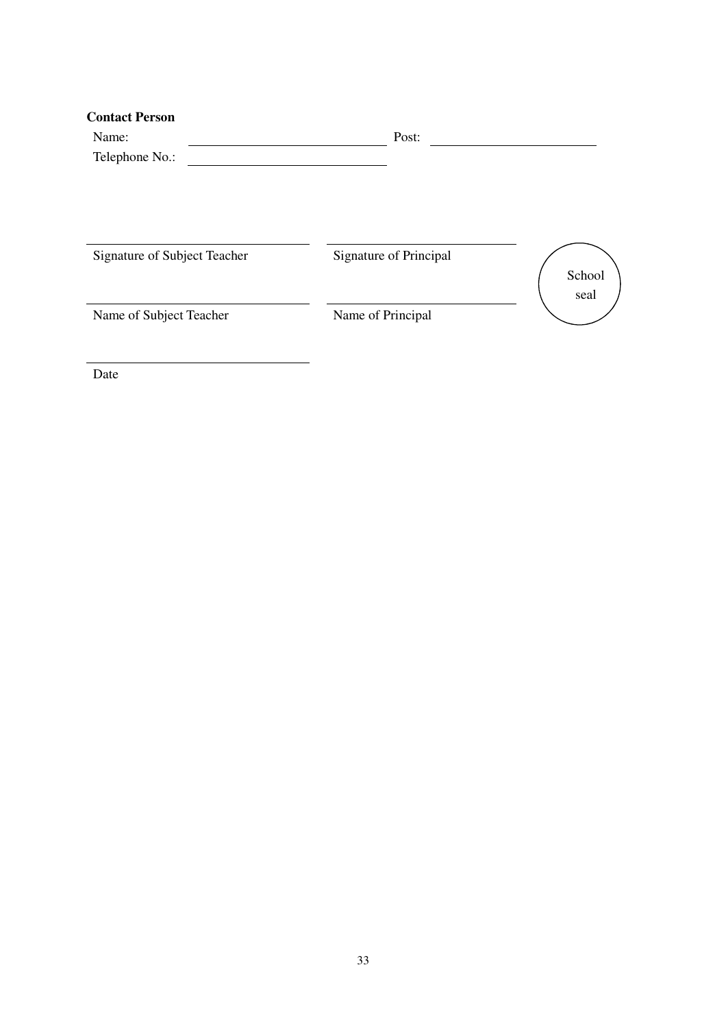**Contact Person**

Name: ______________________________ Post: ______________________________

Telephone No.: ______________________________

______________________________
Signature of Subject Teacher

______________________________
Signature of Principal

School seal

______________________________
Name of Subject Teacher

______________________________
Name of Principal

______________________________
Date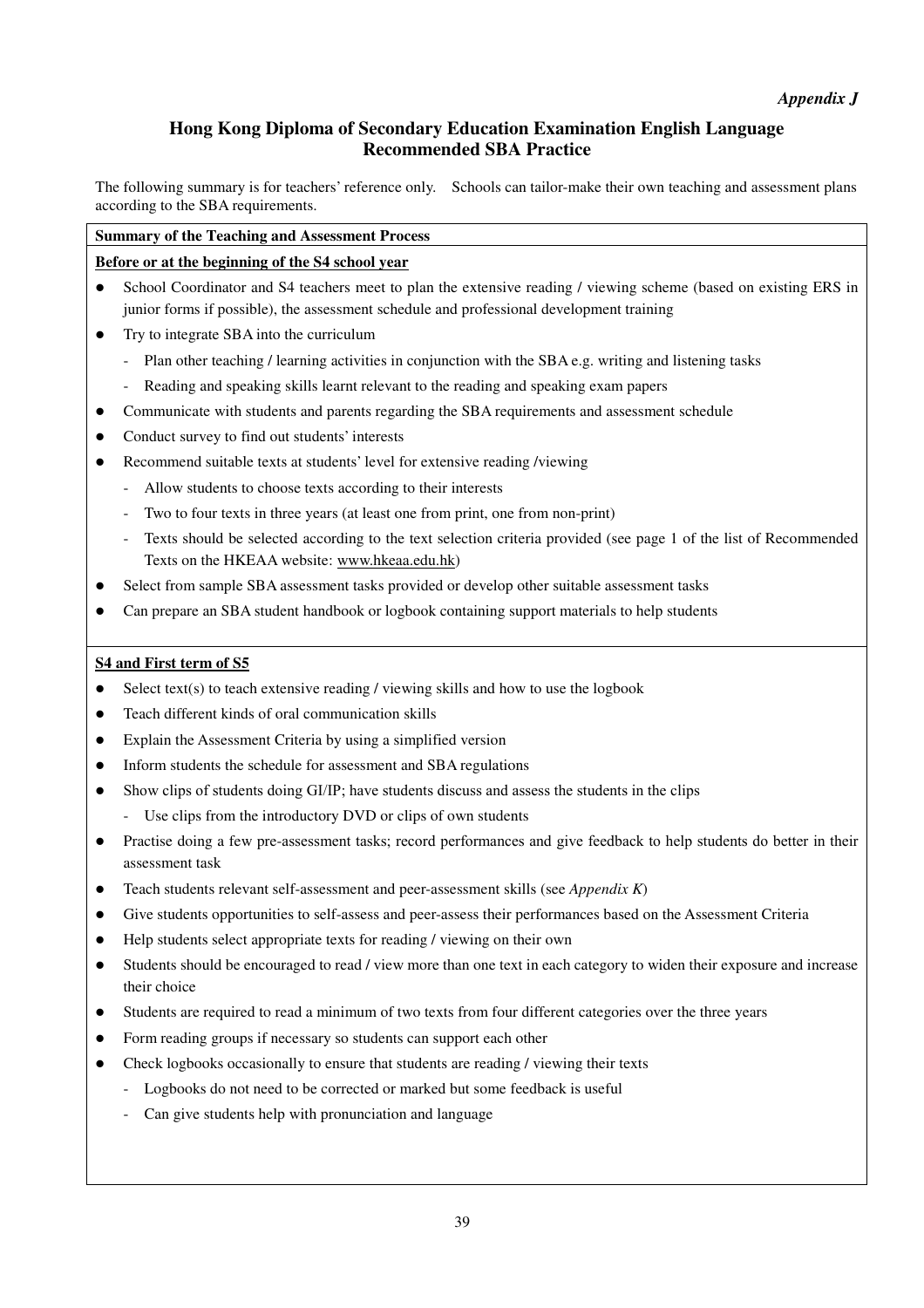*Appendix J*

## Hong Kong Diploma of Secondary Education Examination English Language Recommended SBA Practice

The following summary is for teachers' reference only. Schools can tailor-make their own teaching and assessment plans according to the SBA requirements.

**Summary of the Teaching and Assessment Process**

**Before or at the beginning of the S4 school year**

- School Coordinator and S4 teachers meet to plan the extensive reading / viewing scheme (based on existing ERS in junior forms if possible), the assessment schedule and professional development training
- Try to integrate SBA into the curriculum
  - Plan other teaching / learning activities in conjunction with the SBA e.g. writing and listening tasks
  - Reading and speaking skills learnt relevant to the reading and speaking exam papers
- Communicate with students and parents regarding the SBA requirements and assessment schedule
- Conduct survey to find out students' interests
- Recommend suitable texts at students' level for extensive reading /viewing
  - Allow students to choose texts according to their interests
  - Two to four texts in three years (at least one from print, one from non-print)
  - Texts should be selected according to the text selection criteria provided (see page 1 of the list of Recommended Texts on the HKEAA website: www.hkeaa.edu.hk)
- Select from sample SBA assessment tasks provided or develop other suitable assessment tasks
- Can prepare an SBA student handbook or logbook containing support materials to help students

**S4 and First term of S5**

- Select text(s) to teach extensive reading / viewing skills and how to use the logbook
- Teach different kinds of oral communication skills
- Explain the Assessment Criteria by using a simplified version
- Inform students the schedule for assessment and SBA regulations
- Show clips of students doing GI/IP; have students discuss and assess the students in the clips
  - Use clips from the introductory DVD or clips of own students
- Practise doing a few pre-assessment tasks; record performances and give feedback to help students do better in their assessment task
- Teach students relevant self-assessment and peer-assessment skills (see *Appendix K*)
- Give students opportunities to self-assess and peer-assess their performances based on the Assessment Criteria
- Help students select appropriate texts for reading / viewing on their own
- Students should be encouraged to read / view more than one text in each category to widen their exposure and increase their choice
- Students are required to read a minimum of two texts from four different categories over the three years
- Form reading groups if necessary so students can support each other
- Check logbooks occasionally to ensure that students are reading / viewing their texts
  - Logbooks do not need to be corrected or marked but some feedback is useful
  - Can give students help with pronunciation and language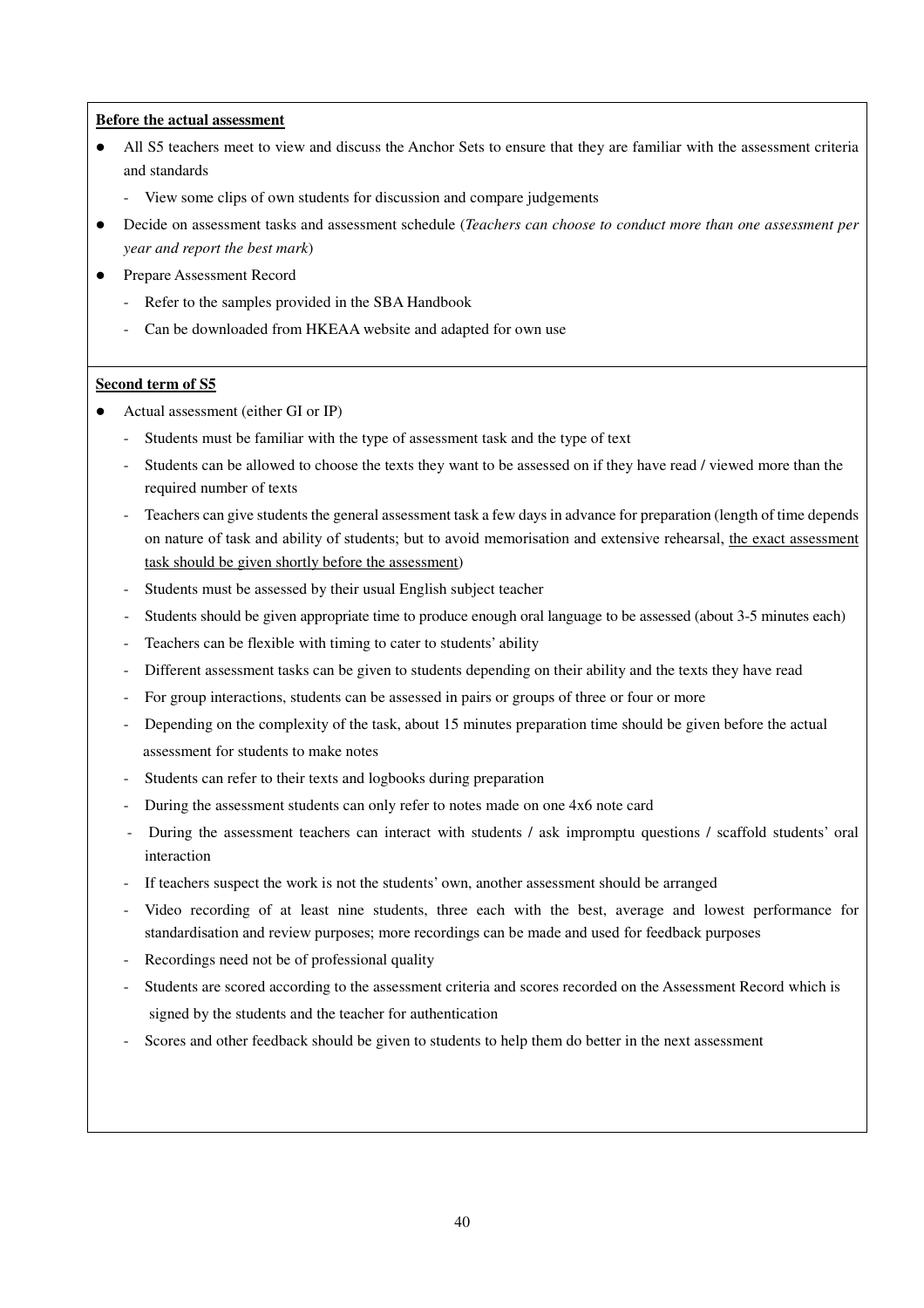**Before the actual assessment**

- All S5 teachers meet to view and discuss the Anchor Sets to ensure that they are familiar with the assessment criteria and standards
  - View some clips of own students for discussion and compare judgements
- Decide on assessment tasks and assessment schedule (*Teachers can choose to conduct more than one assessment per year and report the best mark*)
- Prepare Assessment Record
  - Refer to the samples provided in the SBA Handbook
  - Can be downloaded from HKEAA website and adapted for own use

**Second term of S5**

- Actual assessment (either GI or IP)
  - Students must be familiar with the type of assessment task and the type of text
  - Students can be allowed to choose the texts they want to be assessed on if they have read / viewed more than the required number of texts
  - Teachers can give students the general assessment task a few days in advance for preparation (length of time depends on nature of task and ability of students; but to avoid memorisation and extensive rehearsal, <u>the exact assessment task should be given shortly before the assessment</u>)
  - Students must be assessed by their usual English subject teacher
  - Students should be given appropriate time to produce enough oral language to be assessed (about 3-5 minutes each)
  - Teachers can be flexible with timing to cater to students' ability
  - Different assessment tasks can be given to students depending on their ability and the texts they have read
  - For group interactions, students can be assessed in pairs or groups of three or four or more
  - Depending on the complexity of the task, about 15 minutes preparation time should be given before the actual assessment for students to make notes
  - Students can refer to their texts and logbooks during preparation
  - During the assessment students can only refer to notes made on one 4x6 note card
  - During the assessment teachers can interact with students / ask impromptu questions / scaffold students' oral interaction
  - If teachers suspect the work is not the students' own, another assessment should be arranged
  - Video recording of at least nine students, three each with the best, average and lowest performance for standardisation and review purposes; more recordings can be made and used for feedback purposes
  - Recordings need not be of professional quality
  - Students are scored according to the assessment criteria and scores recorded on the Assessment Record which is signed by the students and the teacher for authentication
  - Scores and other feedback should be given to students to help them do better in the next assessment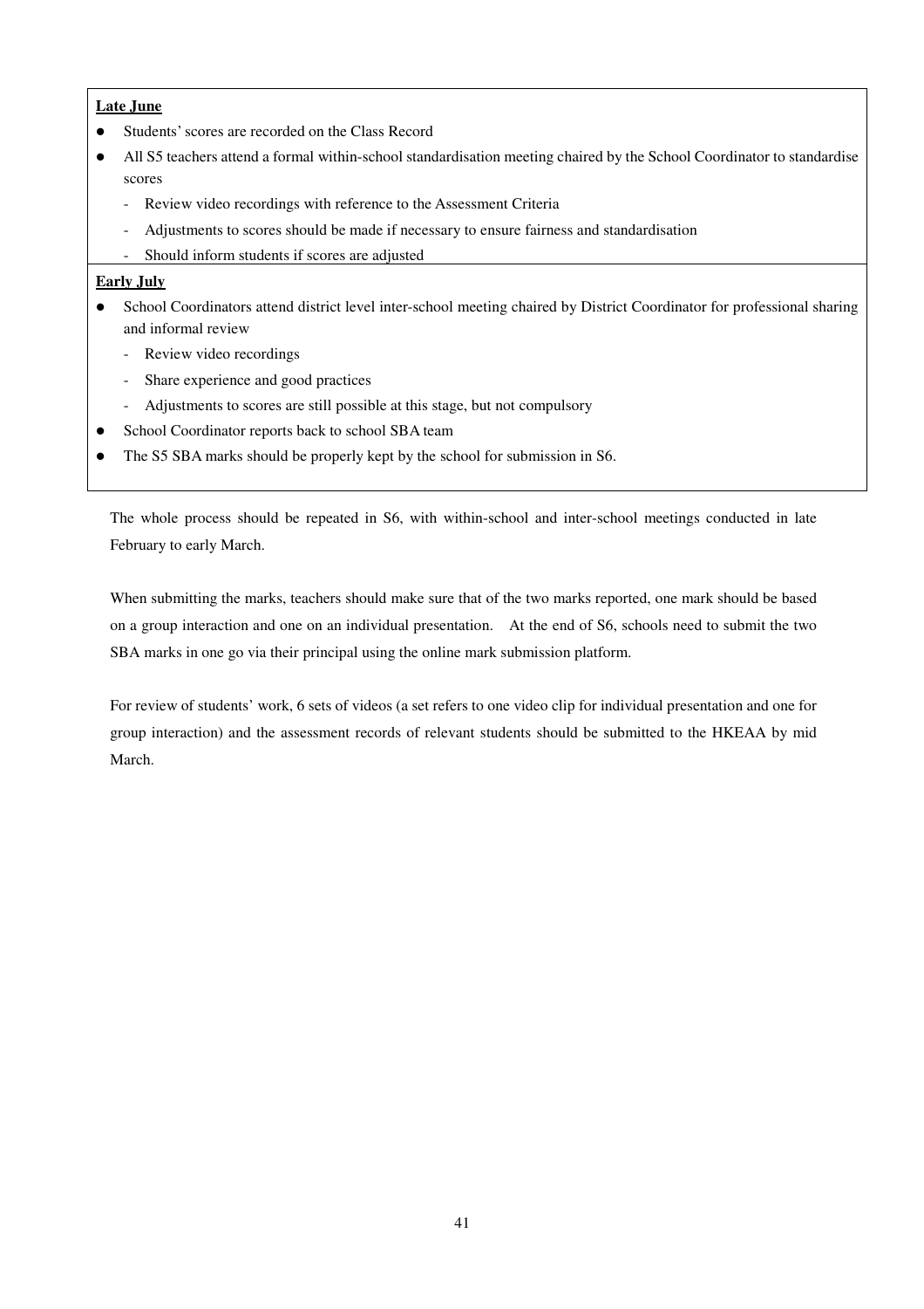**Late June**

- Students' scores are recorded on the Class Record
- All S5 teachers attend a formal within-school standardisation meeting chaired by the School Coordinator to standardise scores
  - Review video recordings with reference to the Assessment Criteria
  - Adjustments to scores should be made if necessary to ensure fairness and standardisation
  - Should inform students if scores are adjusted

**Early July**

- School Coordinators attend district level inter-school meeting chaired by District Coordinator for professional sharing and informal review
  - Review video recordings
  - Share experience and good practices
  - Adjustments to scores are still possible at this stage, but not compulsory
- School Coordinator reports back to school SBA team
- The S5 SBA marks should be properly kept by the school for submission in S6.

The whole process should be repeated in S6, with within-school and inter-school meetings conducted in late February to early March.

When submitting the marks, teachers should make sure that of the two marks reported, one mark should be based on a group interaction and one on an individual presentation. At the end of S6, schools need to submit the two SBA marks in one go via their principal using the online mark submission platform.

For review of students' work, 6 sets of videos (a set refers to one video clip for individual presentation and one for group interaction) and the assessment records of relevant students should be submitted to the HKEAA by mid March.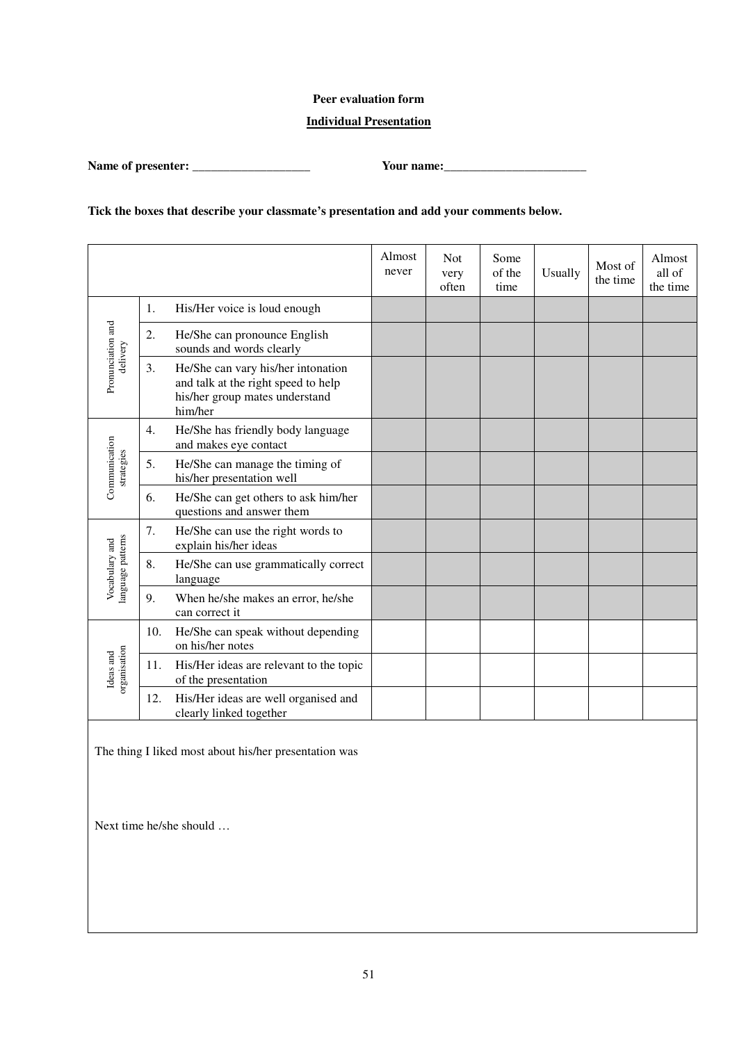**Peer evaluation form**

**Individual Presentation**

**Name of presenter:** ___________________ **Your name:**_______________________

**Tick the boxes that describe your classmate's presentation and add your comments below.**

| | | Almost never | Not very often | Some of the time | Usually | Most of the time | Almost all of the time |
|---|---|---|---|---|---|---|---|
| Pronunciation and delivery | 1. His/Her voice is loud enough | | | | | | |
| | 2. He/She can pronounce English sounds and words clearly | | | | | | |
| | 3. He/She can vary his/her intonation and talk at the right speed to help his/her group mates understand him/her | | | | | | |
| Communication strategies | 4. He/She has friendly body language and makes eye contact | | | | | | |
| | 5. He/She can manage the timing of his/her presentation well | | | | | | |
| | 6. He/She can get others to ask him/her questions and answer them | | | | | | |
| Vocabulary and language patterns | 7. He/She can use the right words to explain his/her ideas | | | | | | |
| | 8. He/She can use grammatically correct language | | | | | | |
| | 9. When he/she makes an error, he/she can correct it | | | | | | |
| Ideas and organisation | 10. He/She can speak without depending on his/her notes | | | | | | |
| | 11. His/Her ideas are relevant to the topic of the presentation | | | | | | |
| | 12. His/Her ideas are well organised and clearly linked together | | | | | | |

The thing I liked most about his/her presentation was

Next time he/she should …